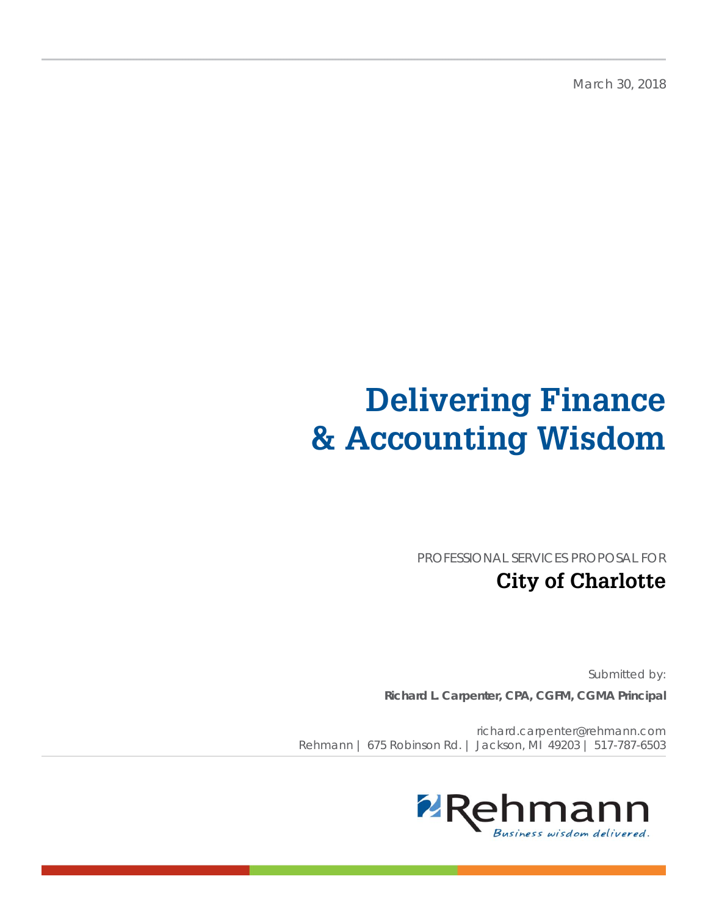March 30, 2018

# Delivering Finance & Accounting Wisdom

PROFESSIONAL SERVICES PROPOSAL FOR

## City of Charlotte

Submitted by:

**Richard L. Carpenter, CPA, CGFM, CGMA Principal**

richard.carpenter@rehmann.com

Rehmann | 675 Robinson Rd. | Jackson, MI 49203 | 517-787-6503

Rehmann

*Business wisdom delivered.*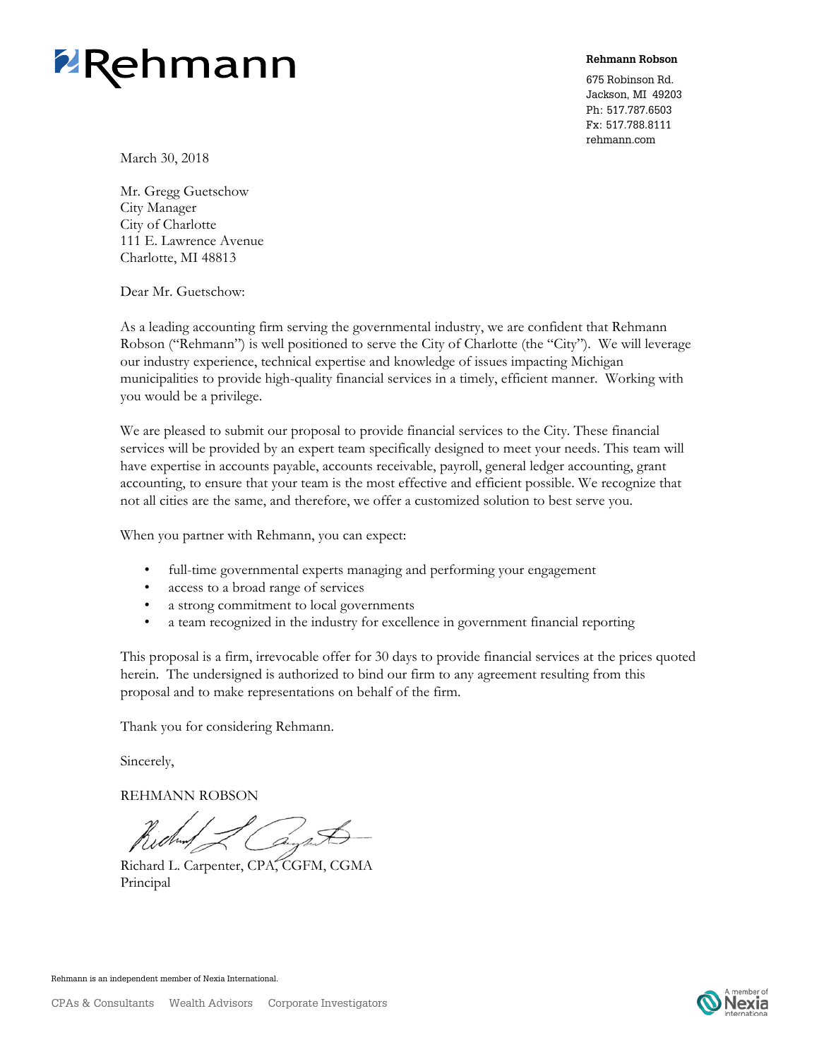**Rehmann Robson**

675 Robinson Rd.
Jackson, MI 49203
Ph: 517.787.6503
Fx: 517.788.8111
rehmann.com

March 30, 2018

Mr. Gregg Guetschow
City Manager
City of Charlotte
111 E. Lawrence Avenue
Charlotte, MI 48813

Dear Mr. Guetschow:

As a leading accounting firm serving the governmental industry, we are confident that Rehmann Robson ("Rehmann") is well positioned to serve the City of Charlotte (the "City"). We will leverage our industry experience, technical expertise and knowledge of issues impacting Michigan municipalities to provide high-quality financial services in a timely, efficient manner. Working with you would be a privilege.

We are pleased to submit our proposal to provide financial services to the City. These financial services will be provided by an expert team specifically designed to meet your needs. This team will have expertise in accounts payable, accounts receivable, payroll, general ledger accounting, grant accounting, to ensure that your team is the most effective and efficient possible. We recognize that not all cities are the same, and therefore, we offer a customized solution to best serve you.

When you partner with Rehmann, you can expect:

- full-time governmental experts managing and performing your engagement
- access to a broad range of services
- a strong commitment to local governments
- a team recognized in the industry for excellence in government financial reporting

This proposal is a firm, irrevocable offer for 30 days to provide financial services at the prices quoted herein. The undersigned is authorized to bind our firm to any agreement resulting from this proposal and to make representations on behalf of the firm.

Thank you for considering Rehmann.

Sincerely,

REHMANN ROBSON

Richard L. Carpenter, CPA, CGFM, CGMA
Principal

Rehmann is an independent member of Nexia International.

CPAs & Consultants Wealth Advisors Corporate Investigators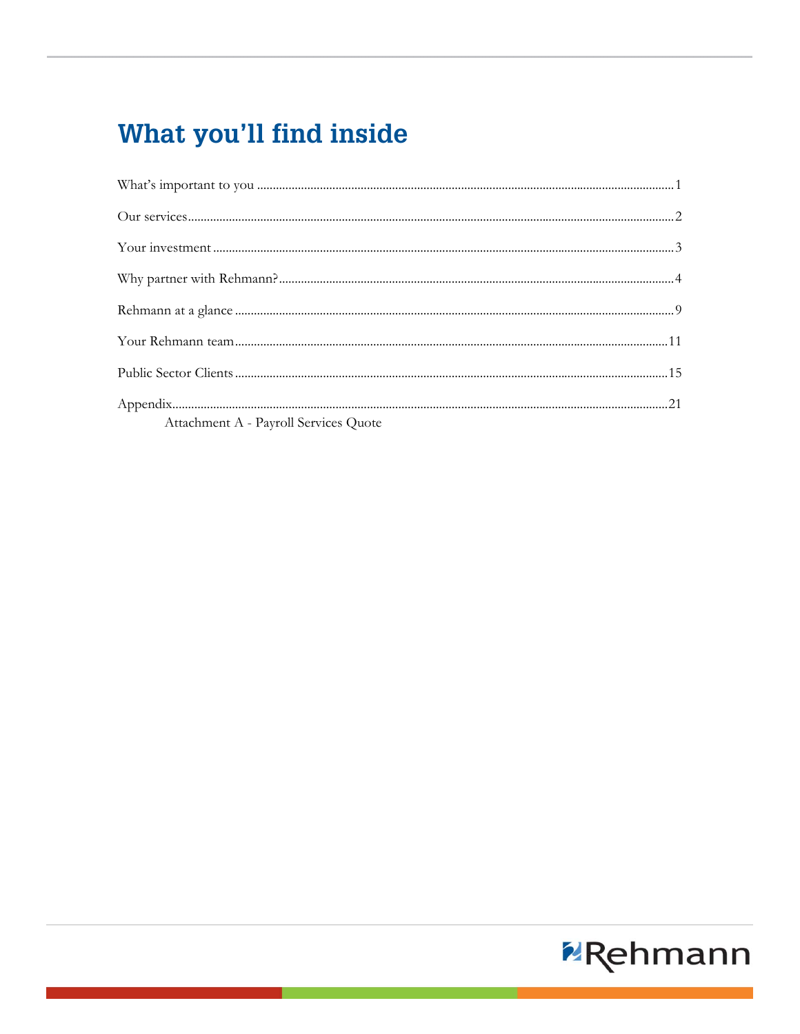# What you'll find inside

What's important to you ........................................ 1

Our services ........................................ 2

Your investment ........................................ 3

Why partner with Rehmann? ........................................ 4

Rehmann at a glance ........................................ 9

Your Rehmann team ........................................ 11

Public Sector Clients ........................................ 15

Appendix ........................................ 21

Attachment A - Payroll Services Quote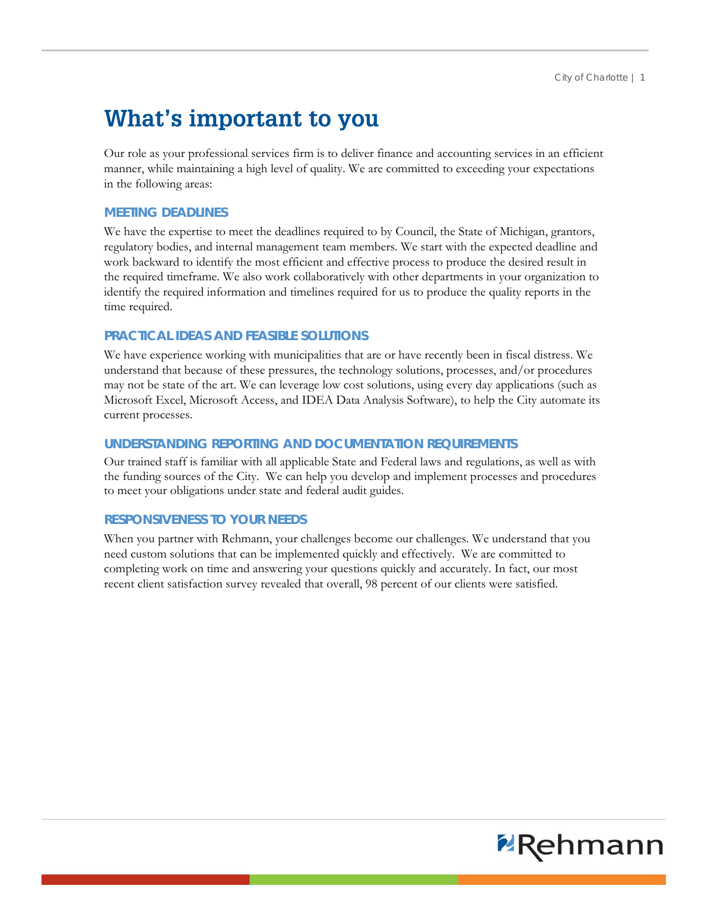# What's important to you

Our role as your professional services firm is to deliver finance and accounting services in an efficient manner, while maintaining a high level of quality. We are committed to exceeding your expectations in the following areas:

### MEETING DEADLINES

We have the expertise to meet the deadlines required to by Council, the State of Michigan, grantors, regulatory bodies, and internal management team members. We start with the expected deadline and work backward to identify the most efficient and effective process to produce the desired result in the required timeframe. We also work collaboratively with other departments in your organization to identify the required information and timelines required for us to produce the quality reports in the time required.

### PRACTICAL IDEAS AND FEASIBLE SOLUTIONS

We have experience working with municipalities that are or have recently been in fiscal distress. We understand that because of these pressures, the technology solutions, processes, and/or procedures may not be state of the art. We can leverage low cost solutions, using every day applications (such as Microsoft Excel, Microsoft Access, and IDEA Data Analysis Software), to help the City automate its current processes.

### UNDERSTANDING REPORTING AND DOCUMENTATION REQUIREMENTS

Our trained staff is familiar with all applicable State and Federal laws and regulations, as well as with the funding sources of the City. We can help you develop and implement processes and procedures to meet your obligations under state and federal audit guides.

### RESPONSIVENESS TO YOUR NEEDS

When you partner with Rehmann, your challenges become our challenges. We understand that you need custom solutions that can be implemented quickly and effectively. We are committed to completing work on time and answering your questions quickly and accurately. In fact, our most recent client satisfaction survey revealed that overall, 98 percent of our clients were satisfied.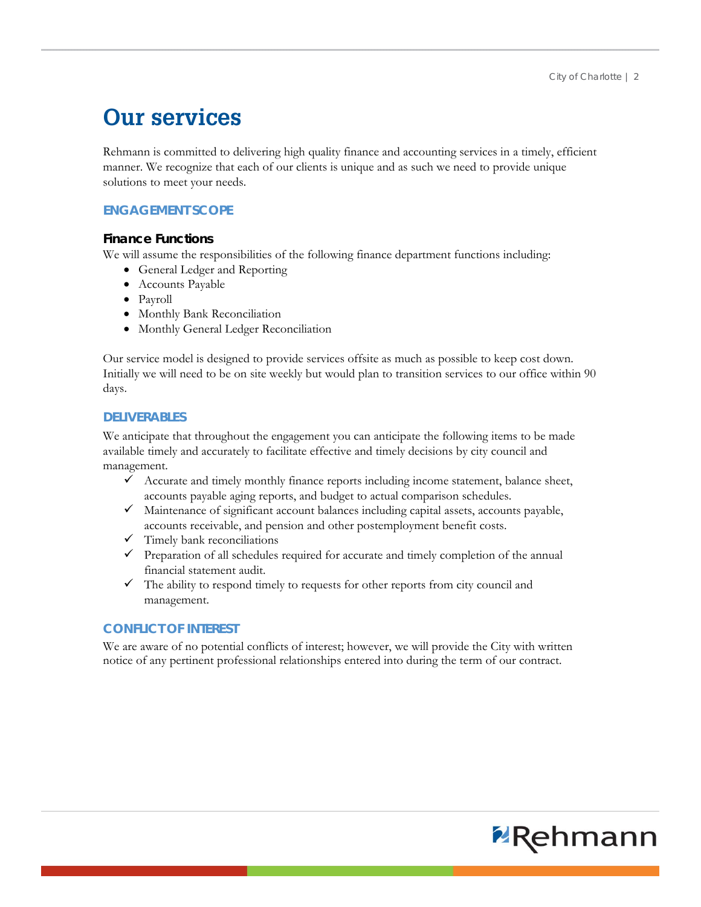# Our services

Rehmann is committed to delivering high quality finance and accounting services in a timely, efficient manner. We recognize that each of our clients is unique and as such we need to provide unique solutions to meet your needs.

## ENGAGEMENT SCOPE

### Finance Functions

We will assume the responsibilities of the following finance department functions including:

- General Ledger and Reporting
- Accounts Payable
- Payroll
- Monthly Bank Reconciliation
- Monthly General Ledger Reconciliation

Our service model is designed to provide services offsite as much as possible to keep cost down. Initially we will need to be on site weekly but would plan to transition services to our office within 90 days.

## DELIVERABLES

We anticipate that throughout the engagement you can anticipate the following items to be made available timely and accurately to facilitate effective and timely decisions by city council and management.

- ✓ Accurate and timely monthly finance reports including income statement, balance sheet, accounts payable aging reports, and budget to actual comparison schedules.
- ✓ Maintenance of significant account balances including capital assets, accounts payable, accounts receivable, and pension and other postemployment benefit costs.
- ✓ Timely bank reconciliations
- ✓ Preparation of all schedules required for accurate and timely completion of the annual financial statement audit.
- ✓ The ability to respond timely to requests for other reports from city council and management.

## CONFLICT OF INTEREST

We are aware of no potential conflicts of interest; however, we will provide the City with written notice of any pertinent professional relationships entered into during the term of our contract.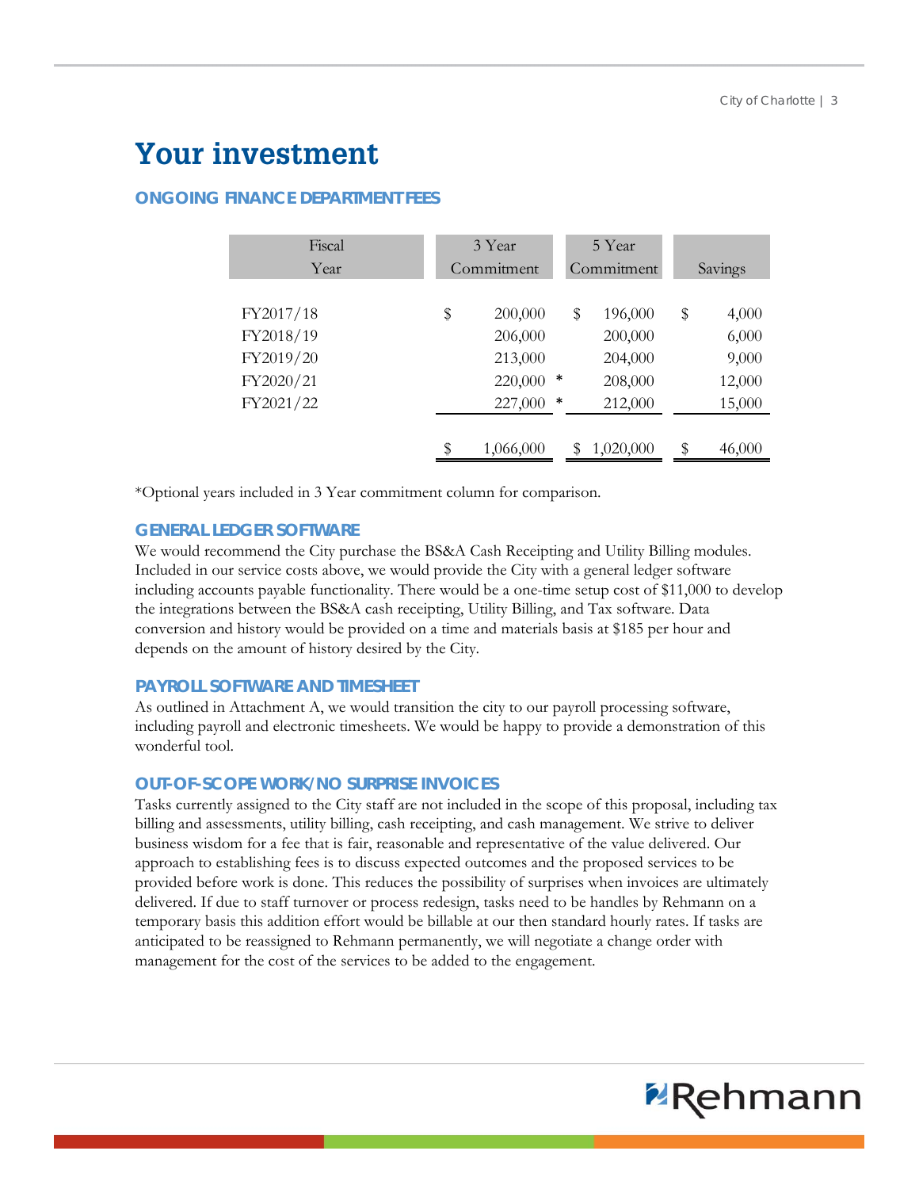# Your investment

### ONGOING FINANCE DEPARTMENT FEES

| Fiscal Year | 3 Year Commitment | 5 Year Commitment | Savings |
|---|---|---|---|
| FY2017/18 | $ 200,000 | $ 196,000 | $ 4,000 |
| FY2018/19 | 206,000 | 200,000 | 6,000 |
| FY2019/20 | 213,000 | 204,000 | 9,000 |
| FY2020/21 | 220,000 * | 208,000 | 12,000 |
| FY2021/22 | 227,000 * | 212,000 | 15,000 |
| | $ 1,066,000 | $ 1,020,000 | $ 46,000 |

*Optional years included in 3 Year commitment column for comparison.

### GENERAL LEDGER SOFTWARE

We would recommend the City purchase the BS&A Cash Receipting and Utility Billing modules. Included in our service costs above, we would provide the City with a general ledger software including accounts payable functionality. There would be a one-time setup cost of $11,000 to develop the integrations between the BS&A cash receipting, Utility Billing, and Tax software. Data conversion and history would be provided on a time and materials basis at $185 per hour and depends on the amount of history desired by the City.

### PAYROLL SOFTWARE AND TIMESHEET

As outlined in Attachment A, we would transition the city to our payroll processing software, including payroll and electronic timesheets. We would be happy to provide a demonstration of this wonderful tool.

### OUT-OF-SCOPE WORK/NO SURPRISE INVOICES

Tasks currently assigned to the City staff are not included in the scope of this proposal, including tax billing and assessments, utility billing, cash receipting, and cash management. We strive to deliver business wisdom for a fee that is fair, reasonable and representative of the value delivered. Our approach to establishing fees is to discuss expected outcomes and the proposed services to be provided before work is done. This reduces the possibility of surprises when invoices are ultimately delivered. If due to staff turnover or process redesign, tasks need to be handles by Rehmann on a temporary basis this addition effort would be billable at our then standard hourly rates. If tasks are anticipated to be reassigned to Rehmann permanently, we will negotiate a change order with management for the cost of the services to be added to the engagement.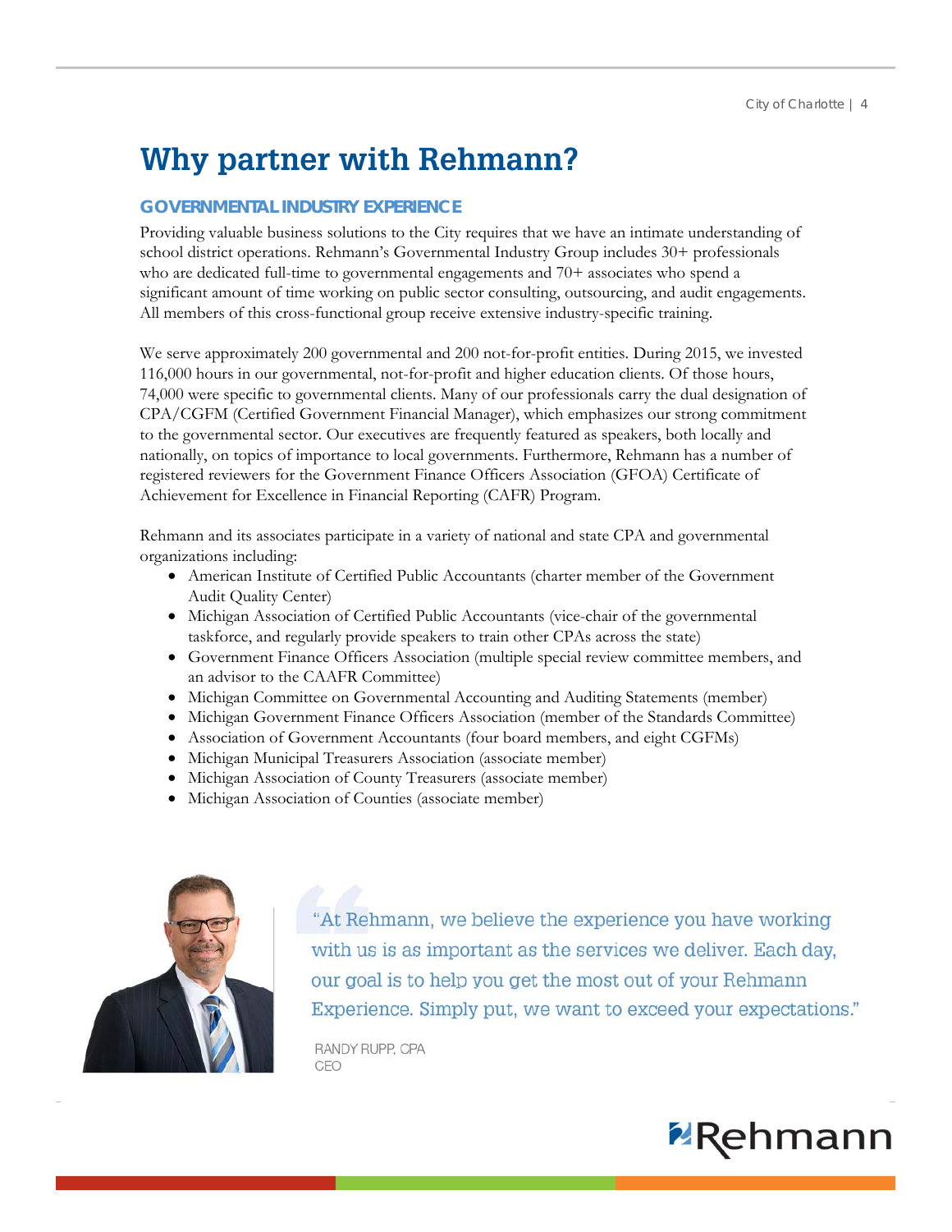# Why partner with Rehmann?

### GOVERNMENTAL INDUSTRY EXPERIENCE

Providing valuable business solutions to the City requires that we have an intimate understanding of school district operations. Rehmann's Governmental Industry Group includes 30+ professionals who are dedicated full-time to governmental engagements and 70+ associates who spend a significant amount of time working on public sector consulting, outsourcing, and audit engagements. All members of this cross-functional group receive extensive industry-specific training.

We serve approximately 200 governmental and 200 not-for-profit entities. During 2015, we invested 116,000 hours in our governmental, not-for-profit and higher education clients. Of those hours, 74,000 were specific to governmental clients. Many of our professionals carry the dual designation of CPA/CGFM (Certified Government Financial Manager), which emphasizes our strong commitment to the governmental sector. Our executives are frequently featured as speakers, both locally and nationally, on topics of importance to local governments. Furthermore, Rehmann has a number of registered reviewers for the Government Finance Officers Association (GFOA) Certificate of Achievement for Excellence in Financial Reporting (CAFR) Program.

Rehmann and its associates participate in a variety of national and state CPA and governmental organizations including:

- American Institute of Certified Public Accountants (charter member of the Government Audit Quality Center)
- Michigan Association of Certified Public Accountants (vice-chair of the governmental taskforce, and regularly provide speakers to train other CPAs across the state)
- Government Finance Officers Association (multiple special review committee members, and an advisor to the CAAFR Committee)
- Michigan Committee on Governmental Accounting and Auditing Statements (member)
- Michigan Government Finance Officers Association (member of the Standards Committee)
- Association of Government Accountants (four board members, and eight CGFMs)
- Michigan Municipal Treasurers Association (associate member)
- Michigan Association of County Treasurers (associate member)
- Michigan Association of Counties (associate member)

"At Rehmann, we believe the experience you have working with us is as important as the services we deliver. Each day, our goal is to help you get the most out of your Rehmann Experience. Simply put, we want to exceed your expectations."

RANDY RUPP, CPA
CEO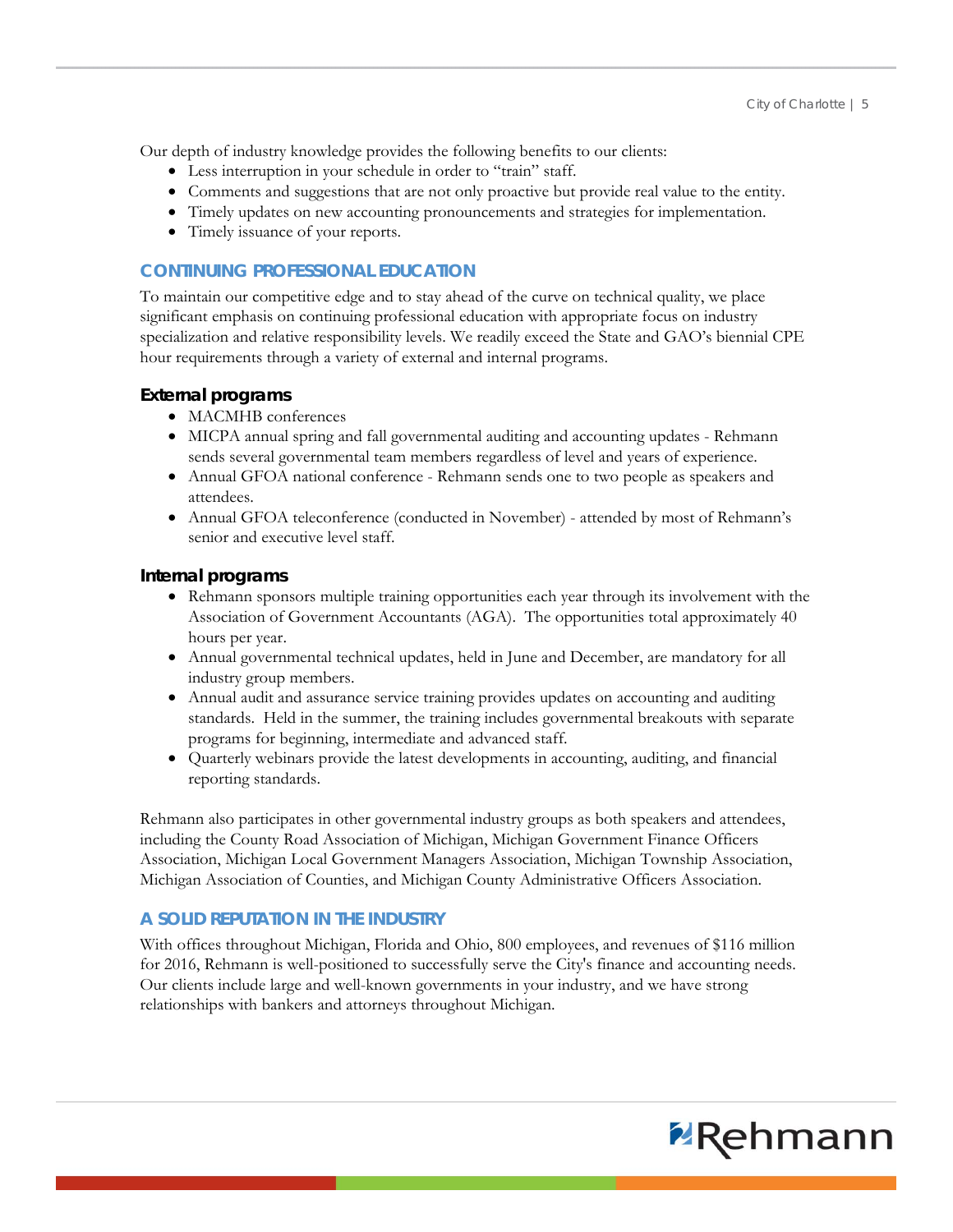Our depth of industry knowledge provides the following benefits to our clients:

- Less interruption in your schedule in order to "train" staff.
- Comments and suggestions that are not only proactive but provide real value to the entity.
- Timely updates on new accounting pronouncements and strategies for implementation.
- Timely issuance of your reports.

## CONTINUING PROFESSIONAL EDUCATION

To maintain our competitive edge and to stay ahead of the curve on technical quality, we place significant emphasis on continuing professional education with appropriate focus on industry specialization and relative responsibility levels. We readily exceed the State and GAO's biennial CPE hour requirements through a variety of external and internal programs.

### External programs

- MACMHB conferences
- MICPA annual spring and fall governmental auditing and accounting updates - Rehmann sends several governmental team members regardless of level and years of experience.
- Annual GFOA national conference - Rehmann sends one to two people as speakers and attendees.
- Annual GFOA teleconference (conducted in November) - attended by most of Rehmann's senior and executive level staff.

### Internal programs

- Rehmann sponsors multiple training opportunities each year through its involvement with the Association of Government Accountants (AGA). The opportunities total approximately 40 hours per year.
- Annual governmental technical updates, held in June and December, are mandatory for all industry group members.
- Annual audit and assurance service training provides updates on accounting and auditing standards. Held in the summer, the training includes governmental breakouts with separate programs for beginning, intermediate and advanced staff.
- Quarterly webinars provide the latest developments in accounting, auditing, and financial reporting standards.

Rehmann also participates in other governmental industry groups as both speakers and attendees, including the County Road Association of Michigan, Michigan Government Finance Officers Association, Michigan Local Government Managers Association, Michigan Township Association, Michigan Association of Counties, and Michigan County Administrative Officers Association.

## A SOLID REPUTATION IN THE INDUSTRY

With offices throughout Michigan, Florida and Ohio, 800 employees, and revenues of $116 million for 2016, Rehmann is well-positioned to successfully serve the City's finance and accounting needs. Our clients include large and well-known governments in your industry, and we have strong relationships with bankers and attorneys throughout Michigan.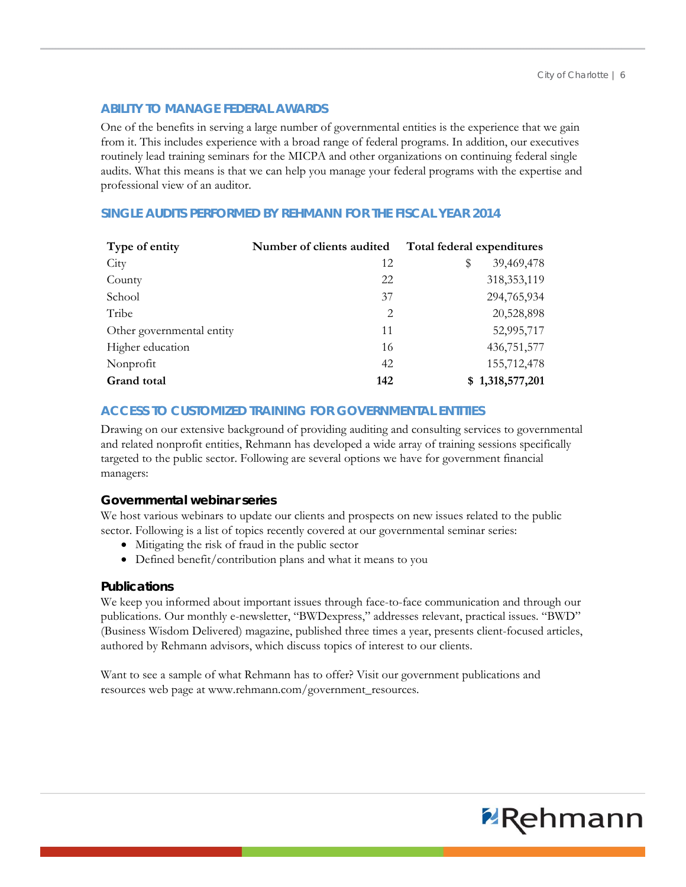## ABILITY TO MANAGE FEDERAL AWARDS

One of the benefits in serving a large number of governmental entities is the experience that we gain from it. This includes experience with a broad range of federal programs. In addition, our executives routinely lead training seminars for the MICPA and other organizations on continuing federal single audits. What this means is that we can help you manage your federal programs with the expertise and professional view of an auditor.

## SINGLE AUDITS PERFORMED BY REHMANN FOR THE FISCAL YEAR 2014

| Type of entity | Number of clients audited | Total federal expenditures |
|---|---|---|
| City | 12 | $ 39,469,478 |
| County | 22 | 318,353,119 |
| School | 37 | 294,765,934 |
| Tribe | 2 | 20,528,898 |
| Other governmental entity | 11 | 52,995,717 |
| Higher education | 16 | 436,751,577 |
| Nonprofit | 42 | 155,712,478 |
| **Grand total** | **142** | **$ 1,318,577,201** |

## ACCESS TO CUSTOMIZED TRAINING FOR GOVERNMENTAL ENTITIES

Drawing on our extensive background of providing auditing and consulting services to governmental and related nonprofit entities, Rehmann has developed a wide array of training sessions specifically targeted to the public sector. Following are several options we have for government financial managers:

### Governmental webinar series

We host various webinars to update our clients and prospects on new issues related to the public sector. Following is a list of topics recently covered at our governmental seminar series:

- Mitigating the risk of fraud in the public sector
- Defined benefit/contribution plans and what it means to you

### Publications

We keep you informed about important issues through face-to-face communication and through our publications. Our monthly e-newsletter, "BWDexpress," addresses relevant, practical issues. "BWD" (Business Wisdom Delivered) magazine, published three times a year, presents client-focused articles, authored by Rehmann advisors, which discuss topics of interest to our clients.

Want to see a sample of what Rehmann has to offer? Visit our government publications and resources web page at www.rehmann.com/government_resources.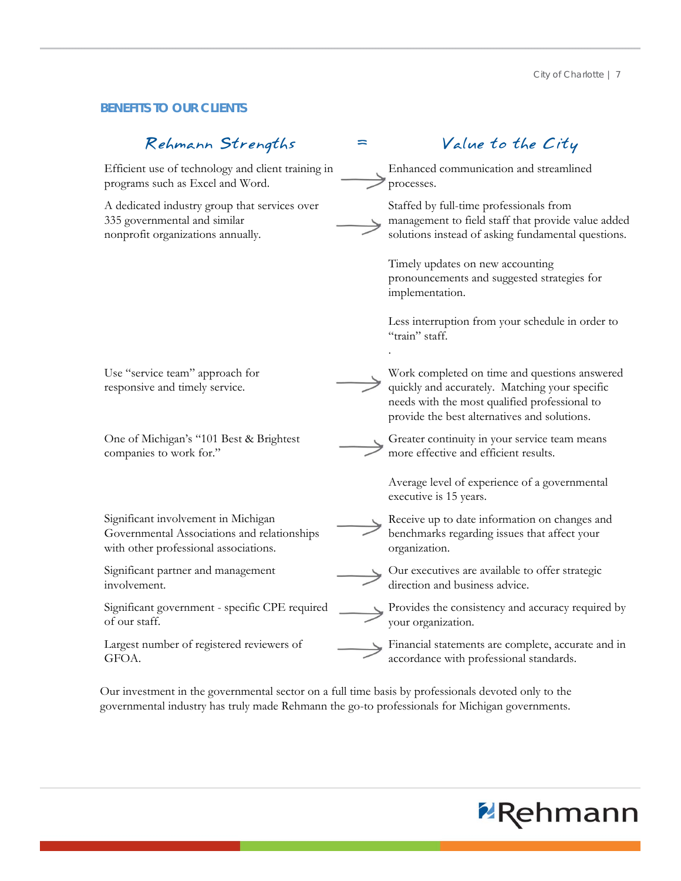## BENEFITS TO OUR CLIENTS

| *Rehmann Strengths* | = | *Value to the City* |
| --- | --- | --- |
| Efficient use of technology and client training in programs such as Excel and Word. | → | Enhanced communication and streamlined processes. |
| A dedicated industry group that services over 335 governmental and similar nonprofit organizations annually. | → | Staffed by full-time professionals from management to field staff that provide value added solutions instead of asking fundamental questions. |
| | | Timely updates on new accounting pronouncements and suggested strategies for implementation. |
| | | Less interruption from your schedule in order to "train" staff. |
| Use "service team" approach for responsive and timely service. | → | Work completed on time and questions answered quickly and accurately. Matching your specific needs with the most qualified professional to provide the best alternatives and solutions. |
| One of Michigan's "101 Best & Brightest companies to work for." | → | Greater continuity in your service team means more effective and efficient results. |
| | | Average level of experience of a governmental executive is 15 years. |
| Significant involvement in Michigan Governmental Associations and relationships with other professional associations. | → | Receive up to date information on changes and benchmarks regarding issues that affect your organization. |
| Significant partner and management involvement. | → | Our executives are available to offer strategic direction and business advice. |
| Significant government - specific CPE required of our staff. | → | Provides the consistency and accuracy required by your organization. |
| Largest number of registered reviewers of GFOA. | → | Financial statements are complete, accurate and in accordance with professional standards. |

Our investment in the governmental sector on a full time basis by professionals devoted only to the governmental industry has truly made Rehmann the go-to professionals for Michigan governments.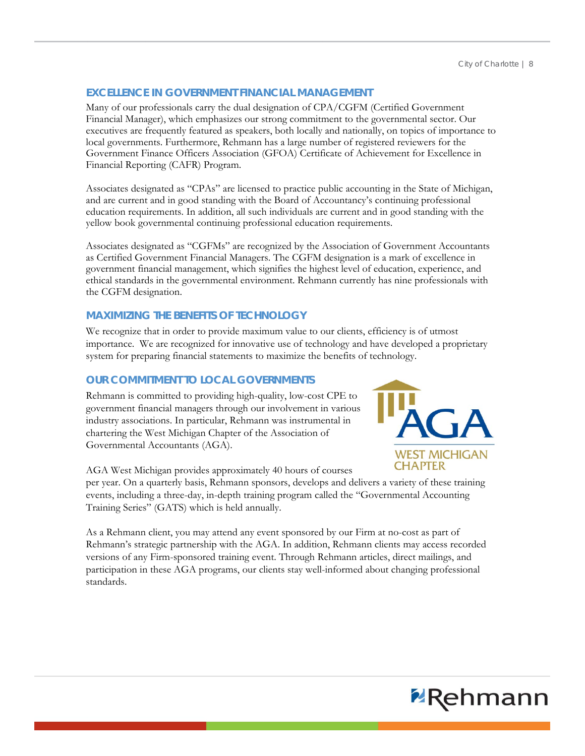## EXCELLENCE IN GOVERNMENT FINANCIAL MANAGEMENT

Many of our professionals carry the dual designation of CPA/CGFM (Certified Government Financial Manager), which emphasizes our strong commitment to the governmental sector. Our executives are frequently featured as speakers, both locally and nationally, on topics of importance to local governments. Furthermore, Rehmann has a large number of registered reviewers for the Government Finance Officers Association (GFOA) Certificate of Achievement for Excellence in Financial Reporting (CAFR) Program.

Associates designated as "CPAs" are licensed to practice public accounting in the State of Michigan, and are current and in good standing with the Board of Accountancy's continuing professional education requirements. In addition, all such individuals are current and in good standing with the yellow book governmental continuing professional education requirements.

Associates designated as "CGFMs" are recognized by the Association of Government Accountants as Certified Government Financial Managers. The CGFM designation is a mark of excellence in government financial management, which signifies the highest level of education, experience, and ethical standards in the governmental environment. Rehmann currently has nine professionals with the CGFM designation.

## MAXIMIZING THE BENEFITS OF TECHNOLOGY

We recognize that in order to provide maximum value to our clients, efficiency is of utmost importance. We are recognized for innovative use of technology and have developed a proprietary system for preparing financial statements to maximize the benefits of technology.

## OUR COMMITMENT TO LOCAL GOVERNMENTS

Rehmann is committed to providing high-quality, low-cost CPE to government financial managers through our involvement in various industry associations. In particular, Rehmann was instrumental in chartering the West Michigan Chapter of the Association of Governmental Accountants (AGA).

AGA

WEST MICHIGAN CHAPTER

AGA West Michigan provides approximately 40 hours of courses per year. On a quarterly basis, Rehmann sponsors, develops and delivers a variety of these training events, including a three-day, in-depth training program called the "Governmental Accounting Training Series" (GATS) which is held annually.

As a Rehmann client, you may attend any event sponsored by our Firm at no-cost as part of Rehmann's strategic partnership with the AGA. In addition, Rehmann clients may access recorded versions of any Firm-sponsored training event. Through Rehmann articles, direct mailings, and participation in these AGA programs, our clients stay well-informed about changing professional standards.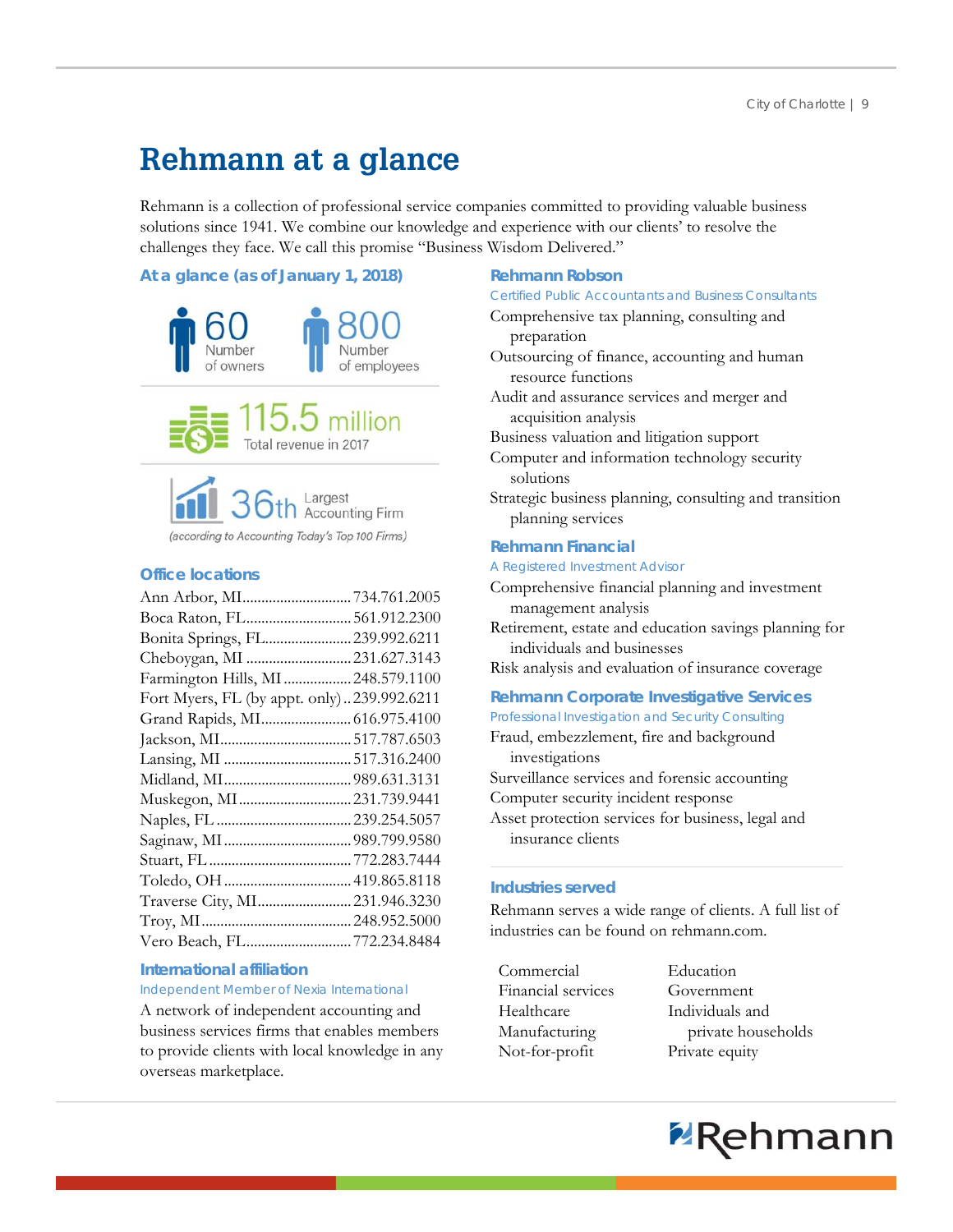# Rehmann at a glance

Rehmann is a collection of professional service companies committed to providing valuable business solutions since 1941. We combine our knowledge and experience with our clients' to resolve the challenges they face. We call this promise "Business Wisdom Delivered."

### At a glance (as of January 1, 2018)

60 Number of owners

800 Number of employees

115.5 million Total revenue in 2017

36th Largest Accounting Firm

*(according to Accounting Today's Top 100 Firms)*

### Office locations

| | |
|---|---|
| Ann Arbor, MI | 734.761.2005 |
| Boca Raton, FL | 561.912.2300 |
| Bonita Springs, FL | 239.992.6211 |
| Cheboygan, MI | 231.627.3143 |
| Farmington Hills, MI | 248.579.1100 |
| Fort Myers, FL (by appt. only) | 239.992.6211 |
| Grand Rapids, MI | 616.975.4100 |
| Jackson, MI | 517.787.6503 |
| Lansing, MI | 517.316.2400 |
| Midland, MI | 989.631.3131 |
| Muskegon, MI | 231.739.9441 |
| Naples, FL | 239.254.5057 |
| Saginaw, MI | 989.799.9580 |
| Stuart, FL | 772.283.7444 |
| Toledo, OH | 419.865.8118 |
| Traverse City, MI | 231.946.3230 |
| Troy, MI | 248.952.5000 |
| Vero Beach, FL | 772.234.8484 |

### International affiliation

Independent Member of Nexia International

A network of independent accounting and business services firms that enables members to provide clients with local knowledge in any overseas marketplace.

### Rehmann Robson

Certified Public Accountants and Business Consultants

- Comprehensive tax planning, consulting and preparation
- Outsourcing of finance, accounting and human resource functions
- Audit and assurance services and merger and acquisition analysis
- Business valuation and litigation support
- Computer and information technology security solutions
- Strategic business planning, consulting and transition planning services

### Rehmann Financial

A Registered Investment Advisor

- Comprehensive financial planning and investment management analysis
- Retirement, estate and education savings planning for individuals and businesses
- Risk analysis and evaluation of insurance coverage

### Rehmann Corporate Investigative Services

Professional Investigation and Security Consulting

- Fraud, embezzlement, fire and background investigations
- Surveillance services and forensic accounting
- Computer security incident response
- Asset protection services for business, legal and insurance clients

### Industries served

Rehmann serves a wide range of clients. A full list of industries can be found on rehmann.com.

- Commercial
- Financial services
- Healthcare
- Manufacturing
- Not-for-profit
- Education
- Government
- Individuals and private households
- Private equity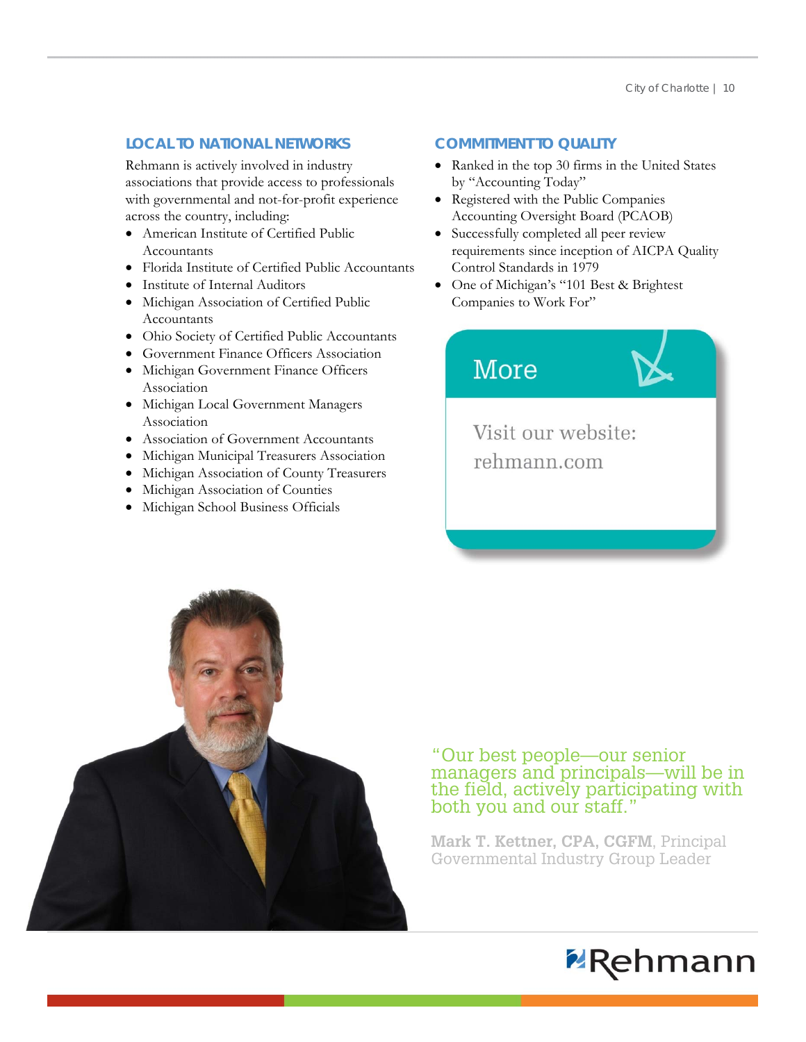## LOCAL TO NATIONAL NETWORKS

Rehmann is actively involved in industry associations that provide access to professionals with governmental and not-for-profit experience across the country, including:

- American Institute of Certified Public Accountants
- Florida Institute of Certified Public Accountants
- Institute of Internal Auditors
- Michigan Association of Certified Public Accountants
- Ohio Society of Certified Public Accountants
- Government Finance Officers Association
- Michigan Government Finance Officers Association
- Michigan Local Government Managers Association
- Association of Government Accountants
- Michigan Municipal Treasurers Association
- Michigan Association of County Treasurers
- Michigan Association of Counties
- Michigan School Business Officials

## COMMITMENT TO QUALITY

- Ranked in the top 30 firms in the United States by "Accounting Today"
- Registered with the Public Companies Accounting Oversight Board (PCAOB)
- Successfully completed all peer review requirements since inception of AICPA Quality Control Standards in 1979
- One of Michigan's "101 Best & Brightest Companies to Work For"

**More**

Visit our website: rehmann.com

"Our best people—our senior managers and principals—will be in the field, actively participating with both you and our staff."

**Mark T. Kettner, CPA, CGFM**, Principal
Governmental Industry Group Leader

Rehmann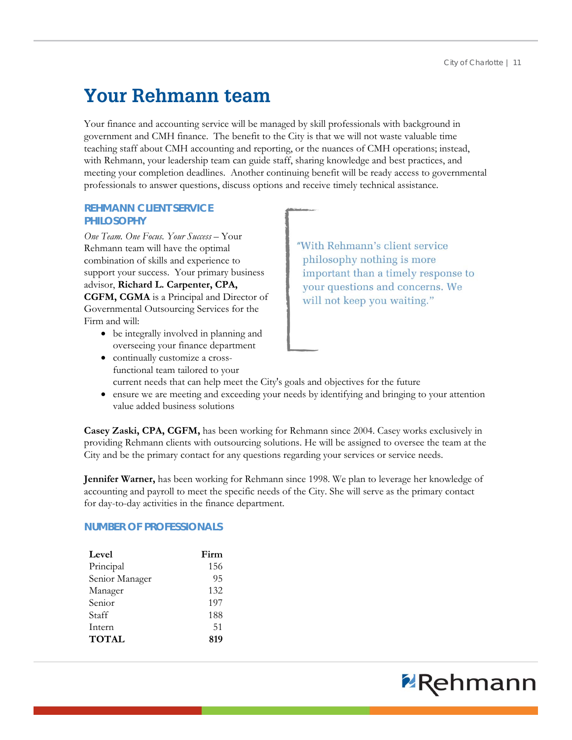# Your Rehmann team

Your finance and accounting service will be managed by skill professionals with background in government and CMH finance. The benefit to the City is that we will not waste valuable time teaching staff about CMH accounting and reporting, or the nuances of CMH operations; instead, with Rehmann, your leadership team can guide staff, sharing knowledge and best practices, and meeting your completion deadlines. Another continuing benefit will be ready access to governmental professionals to answer questions, discuss options and receive timely technical assistance.

### REHMANN CLIENT SERVICE PHILOSOPHY

*One Team. One Focus. Your Success* – Your Rehmann team will have the optimal combination of skills and experience to support your success. Your primary business advisor, **Richard L. Carpenter, CPA, CGFM, CGMA** is a Principal and Director of Governmental Outsourcing Services for the Firm and will:

- be integrally involved in planning and overseeing your finance department
- continually customize a cross-functional team tailored to your current needs that can help meet the City's goals and objectives for the future
- ensure we are meeting and exceeding your needs by identifying and bringing to your attention value added business solutions

> "With Rehmann's client service philosophy nothing is more important than a timely response to your questions and concerns. We will not keep you waiting."

**Casey Zaski, CPA, CGFM,** has been working for Rehmann since 2004. Casey works exclusively in providing Rehmann clients with outsourcing solutions. He will be assigned to oversee the team at the City and be the primary contact for any questions regarding your services or service needs.

**Jennifer Warner,** has been working for Rehmann since 1998. We plan to leverage her knowledge of accounting and payroll to meet the specific needs of the City. She will serve as the primary contact for day-to-day activities in the finance department.

### NUMBER OF PROFESSIONALS

| Level | Firm |
|---|---|
| Principal | 156 |
| Senior Manager | 95 |
| Manager | 132 |
| Senior | 197 |
| Staff | 188 |
| Intern | 51 |
| **TOTAL** | **819** |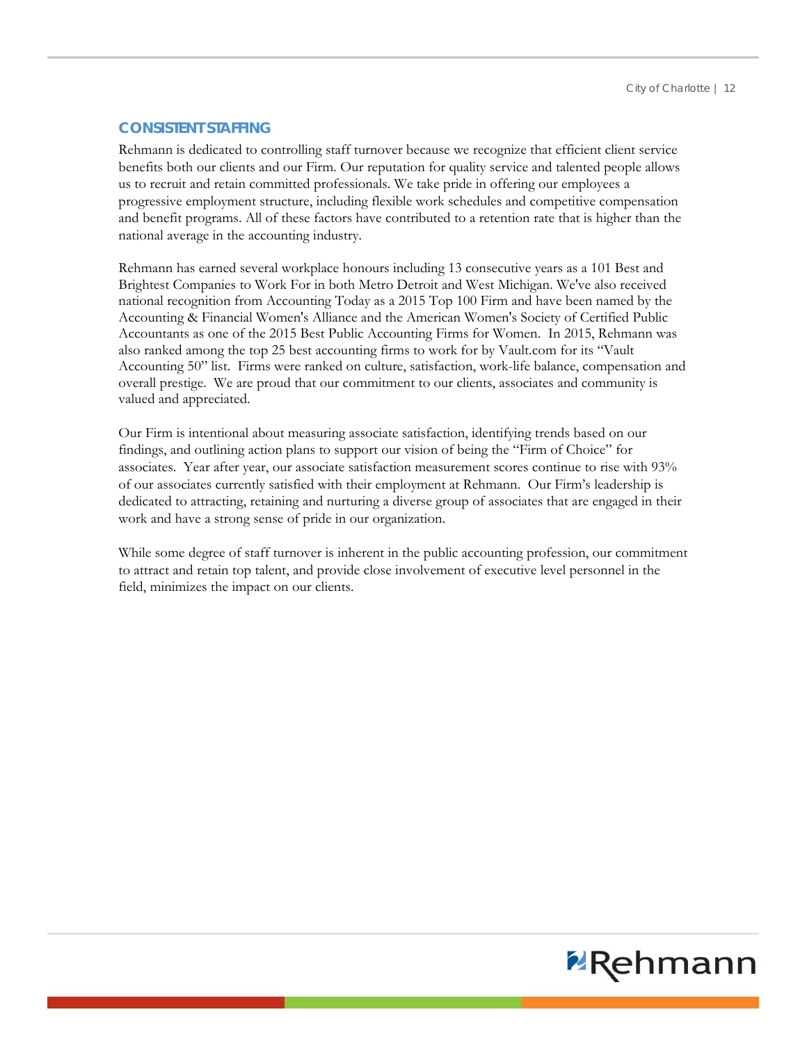## CONSISTENT STAFFING

Rehmann is dedicated to controlling staff turnover because we recognize that efficient client service benefits both our clients and our Firm. Our reputation for quality service and talented people allows us to recruit and retain committed professionals. We take pride in offering our employees a progressive employment structure, including flexible work schedules and competitive compensation and benefit programs. All of these factors have contributed to a retention rate that is higher than the national average in the accounting industry.

Rehmann has earned several workplace honours including 13 consecutive years as a 101 Best and Brightest Companies to Work For in both Metro Detroit and West Michigan. We've also received national recognition from Accounting Today as a 2015 Top 100 Firm and have been named by the Accounting & Financial Women's Alliance and the American Women's Society of Certified Public Accountants as one of the 2015 Best Public Accounting Firms for Women. In 2015, Rehmann was also ranked among the top 25 best accounting firms to work for by Vault.com for its "Vault Accounting 50" list. Firms were ranked on culture, satisfaction, work-life balance, compensation and overall prestige. We are proud that our commitment to our clients, associates and community is valued and appreciated.

Our Firm is intentional about measuring associate satisfaction, identifying trends based on our findings, and outlining action plans to support our vision of being the "Firm of Choice" for associates. Year after year, our associate satisfaction measurement scores continue to rise with 93% of our associates currently satisfied with their employment at Rehmann. Our Firm's leadership is dedicated to attracting, retaining and nurturing a diverse group of associates that are engaged in their work and have a strong sense of pride in our organization.

While some degree of staff turnover is inherent in the public accounting profession, our commitment to attract and retain top talent, and provide close involvement of executive level personnel in the field, minimizes the impact on our clients.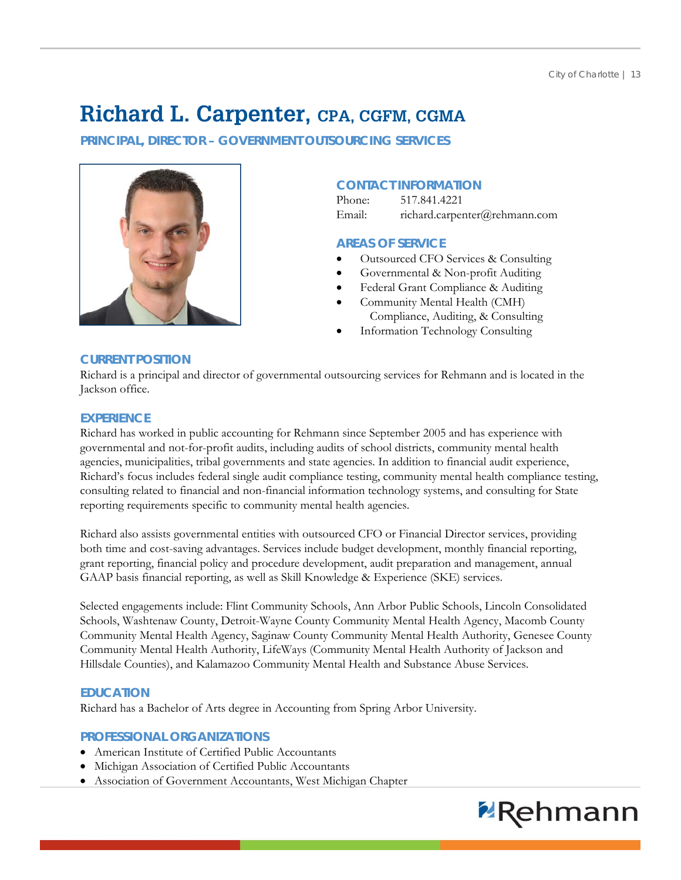# Richard L. Carpenter, CPA, CGFM, CGMA

**PRINCIPAL, DIRECTOR – GOVERNMENT OUTSOURCING SERVICES**

### CONTACT INFORMATION

Phone: 517.841.4221
Email: richard.carpenter@rehmann.com

### AREAS OF SERVICE

- Outsourced CFO Services & Consulting
- Governmental & Non-profit Auditing
- Federal Grant Compliance & Auditing
- Community Mental Health (CMH) Compliance, Auditing, & Consulting
- Information Technology Consulting

### CURRENT POSITION

Richard is a principal and director of governmental outsourcing services for Rehmann and is located in the Jackson office.

### EXPERIENCE

Richard has worked in public accounting for Rehmann since September 2005 and has experience with governmental and not-for-profit audits, including audits of school districts, community mental health agencies, municipalities, tribal governments and state agencies. In addition to financial audit experience, Richard's focus includes federal single audit compliance testing, community mental health compliance testing, consulting related to financial and non-financial information technology systems, and consulting for State reporting requirements specific to community mental health agencies.

Richard also assists governmental entities with outsourced CFO or Financial Director services, providing both time and cost-saving advantages. Services include budget development, monthly financial reporting, grant reporting, financial policy and procedure development, audit preparation and management, annual GAAP basis financial reporting, as well as Skill Knowledge & Experience (SKE) services.

Selected engagements include: Flint Community Schools, Ann Arbor Public Schools, Lincoln Consolidated Schools, Washtenaw County, Detroit-Wayne County Community Mental Health Agency, Macomb County Community Mental Health Agency, Saginaw County Community Mental Health Authority, Genesee County Community Mental Health Authority, LifeWays (Community Mental Health Authority of Jackson and Hillsdale Counties), and Kalamazoo Community Mental Health and Substance Abuse Services.

### EDUCATION

Richard has a Bachelor of Arts degree in Accounting from Spring Arbor University.

### PROFESSIONAL ORGANIZATIONS

- American Institute of Certified Public Accountants
- Michigan Association of Certified Public Accountants
- Association of Government Accountants, West Michigan Chapter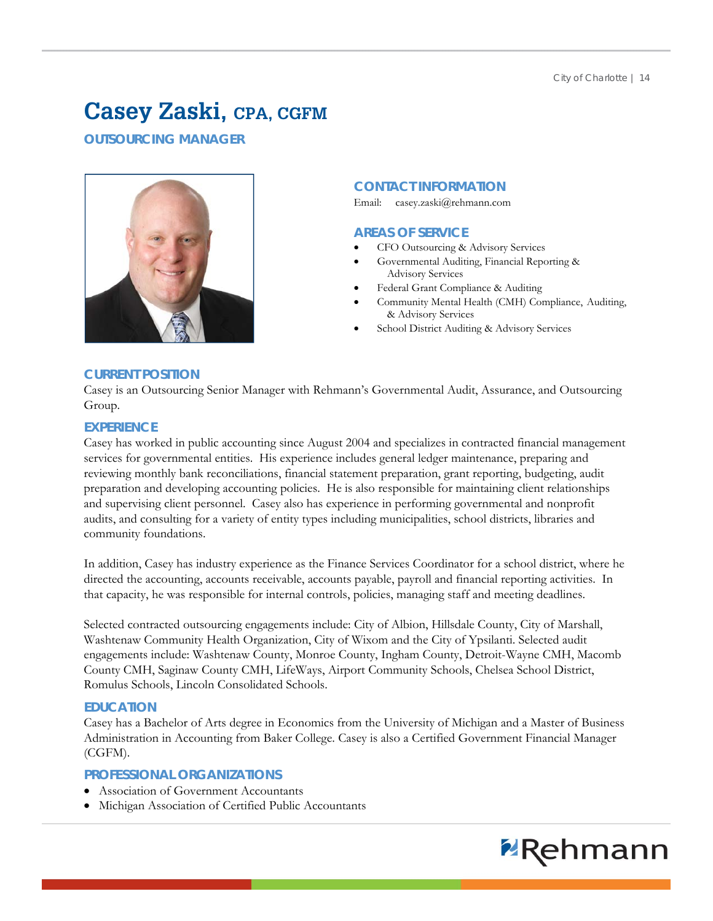# Casey Zaski, CPA, CGFM

## OUTSOURCING MANAGER

### CONTACT INFORMATION

Email: casey.zaski@rehmann.com

### AREAS OF SERVICE

- CFO Outsourcing & Advisory Services
- Governmental Auditing, Financial Reporting & Advisory Services
- Federal Grant Compliance & Auditing
- Community Mental Health (CMH) Compliance, Auditing, & Advisory Services
- School District Auditing & Advisory Services

### CURRENT POSITION

Casey is an Outsourcing Senior Manager with Rehmann's Governmental Audit, Assurance, and Outsourcing Group.

### EXPERIENCE

Casey has worked in public accounting since August 2004 and specializes in contracted financial management services for governmental entities. His experience includes general ledger maintenance, preparing and reviewing monthly bank reconciliations, financial statement preparation, grant reporting, budgeting, audit preparation and developing accounting policies. He is also responsible for maintaining client relationships and supervising client personnel. Casey also has experience in performing governmental and nonprofit audits, and consulting for a variety of entity types including municipalities, school districts, libraries and community foundations.

In addition, Casey has industry experience as the Finance Services Coordinator for a school district, where he directed the accounting, accounts receivable, accounts payable, payroll and financial reporting activities. In that capacity, he was responsible for internal controls, policies, managing staff and meeting deadlines.

Selected contracted outsourcing engagements include: City of Albion, Hillsdale County, City of Marshall, Washtenaw Community Health Organization, City of Wixom and the City of Ypsilanti. Selected audit engagements include: Washtenaw County, Monroe County, Ingham County, Detroit-Wayne CMH, Macomb County CMH, Saginaw County CMH, LifeWays, Airport Community Schools, Chelsea School District, Romulus Schools, Lincoln Consolidated Schools.

### EDUCATION

Casey has a Bachelor of Arts degree in Economics from the University of Michigan and a Master of Business Administration in Accounting from Baker College. Casey is also a Certified Government Financial Manager (CGFM).

### PROFESSIONAL ORGANIZATIONS

- Association of Government Accountants
- Michigan Association of Certified Public Accountants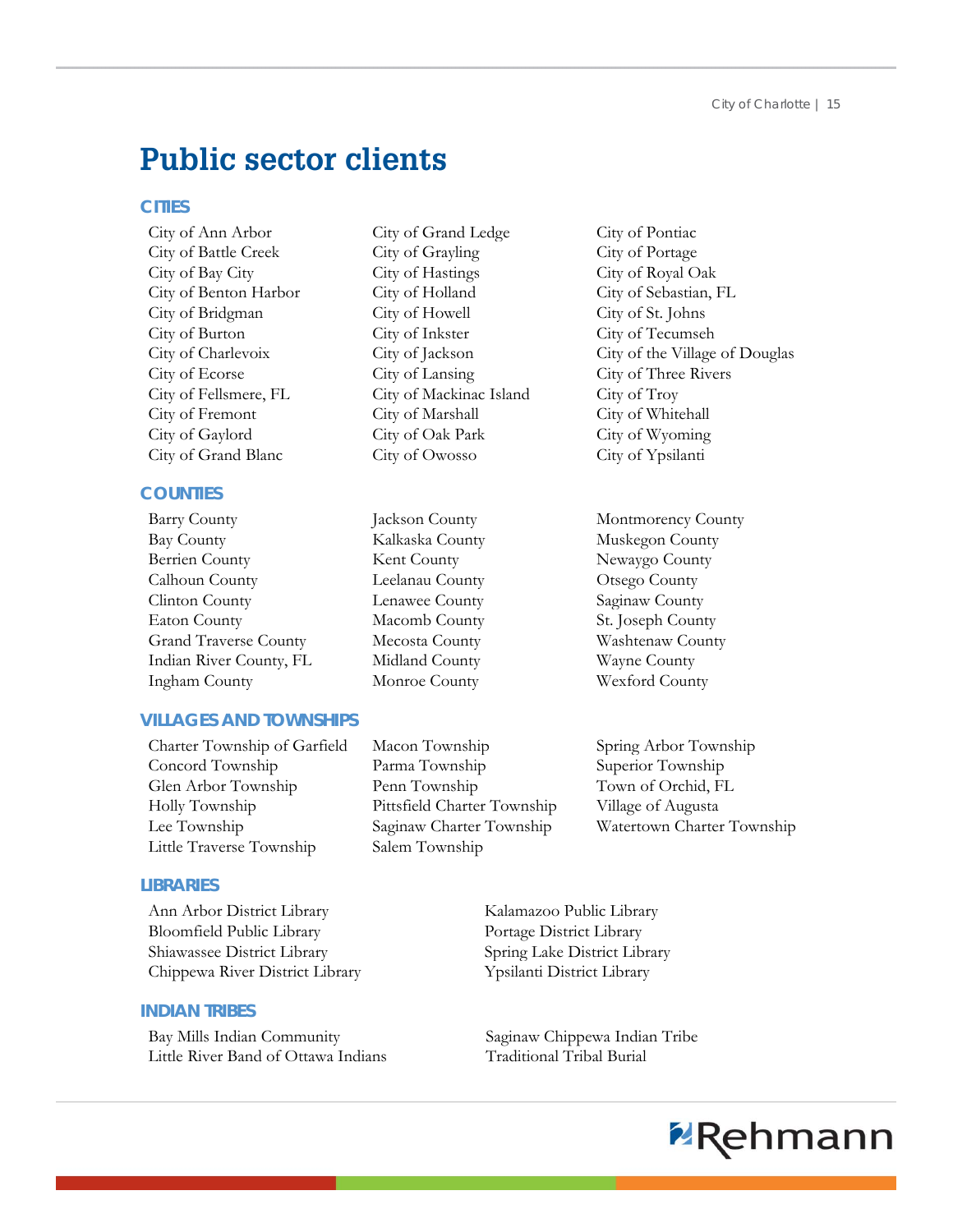# Public sector clients

### CITIES

- City of Ann Arbor
- City of Battle Creek
- City of Bay City
- City of Benton Harbor
- City of Bridgman
- City of Burton
- City of Charlevoix
- City of Ecorse
- City of Fellsmere, FL
- City of Fremont
- City of Gaylord
- City of Grand Blanc
- City of Grand Ledge
- City of Grayling
- City of Hastings
- City of Holland
- City of Howell
- City of Inkster
- City of Jackson
- City of Lansing
- City of Mackinac Island
- City of Marshall
- City of Oak Park
- City of Owosso
- City of Pontiac
- City of Portage
- City of Royal Oak
- City of Sebastian, FL
- City of St. Johns
- City of Tecumseh
- City of the Village of Douglas
- City of Three Rivers
- City of Troy
- City of Whitehall
- City of Wyoming
- City of Ypsilanti

### COUNTIES

- Barry County
- Bay County
- Berrien County
- Calhoun County
- Clinton County
- Eaton County
- Grand Traverse County
- Indian River County, FL
- Ingham County
- Jackson County
- Kalkaska County
- Kent County
- Leelanau County
- Lenawee County
- Macomb County
- Mecosta County
- Midland County
- Monroe County
- Montmorency County
- Muskegon County
- Newaygo County
- Otsego County
- Saginaw County
- St. Joseph County
- Washtenaw County
- Wayne County
- Wexford County

### VILLAGES AND TOWNSHIPS

- Charter Township of Garfield
- Concord Township
- Glen Arbor Township
- Holly Township
- Lee Township
- Little Traverse Township
- Macon Township
- Parma Township
- Penn Township
- Pittsfield Charter Township
- Saginaw Charter Township
- Salem Township
- Spring Arbor Township
- Superior Township
- Town of Orchid, FL
- Village of Augusta
- Watertown Charter Township

### LIBRARIES

- Ann Arbor District Library
- Bloomfield Public Library
- Shiawassee District Library
- Chippewa River District Library
- Kalamazoo Public Library
- Portage District Library
- Spring Lake District Library
- Ypsilanti District Library

### INDIAN TRIBES

- Bay Mills Indian Community
- Little River Band of Ottawa Indians
- Saginaw Chippewa Indian Tribe
- Traditional Tribal Burial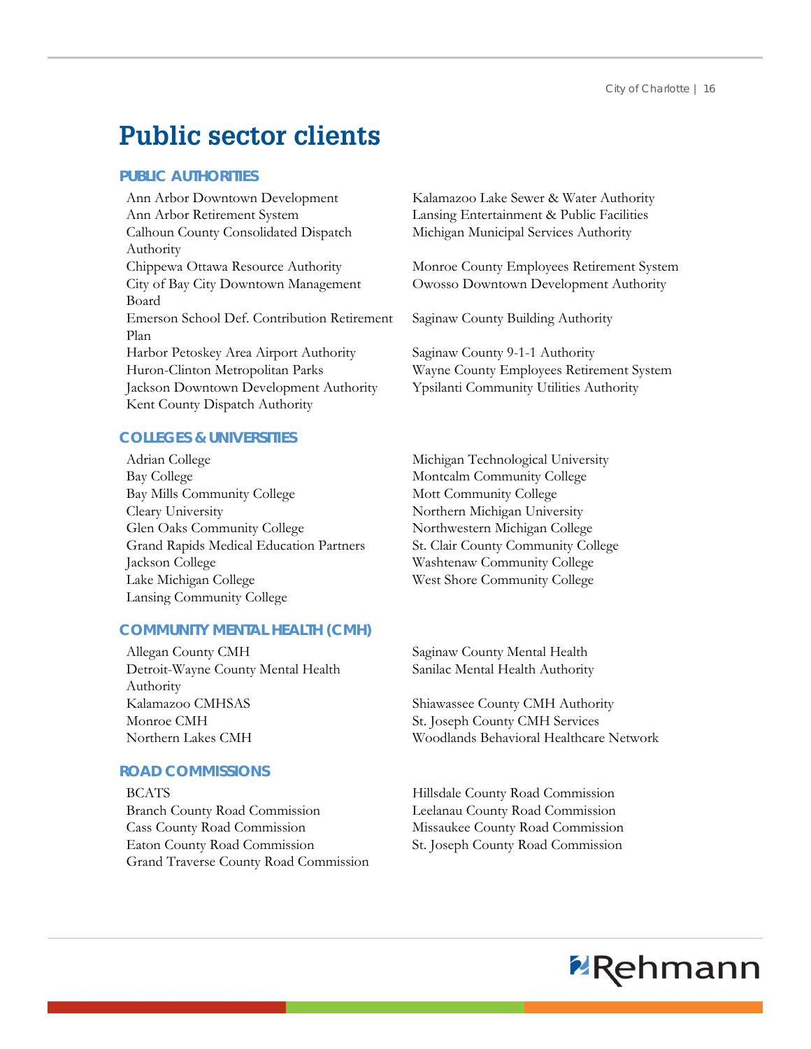# Public sector clients

### PUBLIC AUTHORITIES

- Ann Arbor Downtown Development
- Ann Arbor Retirement System
- Calhoun County Consolidated Dispatch Authority
- Chippewa Ottawa Resource Authority
- City of Bay City Downtown Management Board
- Emerson School Def. Contribution Retirement Plan
- Harbor Petoskey Area Airport Authority
- Huron-Clinton Metropolitan Parks
- Jackson Downtown Development Authority
- Kent County Dispatch Authority
- Kalamazoo Lake Sewer & Water Authority
- Lansing Entertainment & Public Facilities
- Michigan Municipal Services Authority
- Monroe County Employees Retirement System
- Owosso Downtown Development Authority
- Saginaw County Building Authority
- Saginaw County 9-1-1 Authority
- Wayne County Employees Retirement System
- Ypsilanti Community Utilities Authority

### COLLEGES & UNIVERSITIES

- Adrian College
- Bay College
- Bay Mills Community College
- Cleary University
- Glen Oaks Community College
- Grand Rapids Medical Education Partners
- Jackson College
- Lake Michigan College
- Lansing Community College
- Michigan Technological University
- Montcalm Community College
- Mott Community College
- Northern Michigan University
- Northwestern Michigan College
- St. Clair County Community College
- Washtenaw Community College
- West Shore Community College

### COMMUNITY MENTAL HEALTH (CMH)

- Allegan County CMH
- Detroit-Wayne County Mental Health Authority
- Kalamazoo CMHSAS
- Monroe CMH
- Northern Lakes CMH
- Saginaw County Mental Health
- Sanilac Mental Health Authority
- Shiawassee County CMH Authority
- St. Joseph County CMH Services
- Woodlands Behavioral Healthcare Network

### ROAD COMMISSIONS

- BCATS
- Branch County Road Commission
- Cass County Road Commission
- Eaton County Road Commission
- Grand Traverse County Road Commission
- Hillsdale County Road Commission
- Leelanau County Road Commission
- Missaukee County Road Commission
- St. Joseph County Road Commission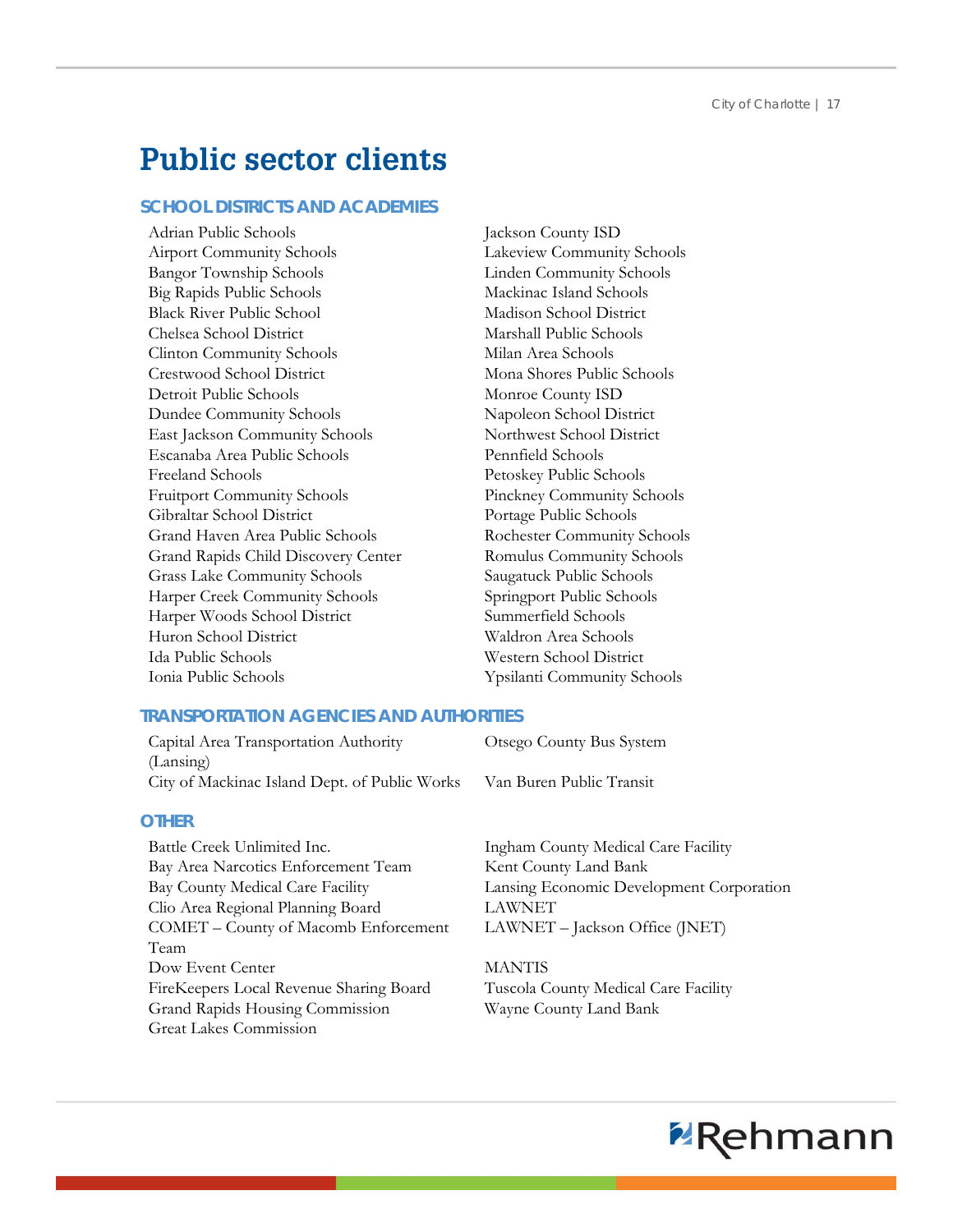# Public sector clients

### SCHOOL DISTRICTS AND ACADEMIES

- Adrian Public Schools
- Airport Community Schools
- Bangor Township Schools
- Big Rapids Public Schools
- Black River Public School
- Chelsea School District
- Clinton Community Schools
- Crestwood School District
- Detroit Public Schools
- Dundee Community Schools
- East Jackson Community Schools
- Escanaba Area Public Schools
- Freeland Schools
- Fruitport Community Schools
- Gibraltar School District
- Grand Haven Area Public Schools
- Grand Rapids Child Discovery Center
- Grass Lake Community Schools
- Harper Creek Community Schools
- Harper Woods School District
- Huron School District
- Ida Public Schools
- Ionia Public Schools
- Jackson County ISD
- Lakeview Community Schools
- Linden Community Schools
- Mackinac Island Schools
- Madison School District
- Marshall Public Schools
- Milan Area Schools
- Mona Shores Public Schools
- Monroe County ISD
- Napoleon School District
- Northwest School District
- Pennfield Schools
- Petoskey Public Schools
- Pinckney Community Schools
- Portage Public Schools
- Rochester Community Schools
- Romulus Community Schools
- Saugatuck Public Schools
- Springport Public Schools
- Summerfield Schools
- Waldron Area Schools
- Western School District
- Ypsilanti Community Schools

### TRANSPORTATION AGENCIES AND AUTHORITIES

- Capital Area Transportation Authority (Lansing)
- City of Mackinac Island Dept. of Public Works
- Otsego County Bus System
- Van Buren Public Transit

### OTHER

- Battle Creek Unlimited Inc.
- Bay Area Narcotics Enforcement Team
- Bay County Medical Care Facility
- Clio Area Regional Planning Board
- COMET – County of Macomb Enforcement Team
- Dow Event Center
- FireKeepers Local Revenue Sharing Board
- Grand Rapids Housing Commission
- Great Lakes Commission
- Ingham County Medical Care Facility
- Kent County Land Bank
- Lansing Economic Development Corporation
- LAWNET
- LAWNET – Jackson Office (JNET)
- MANTIS
- Tuscola County Medical Care Facility
- Wayne County Land Bank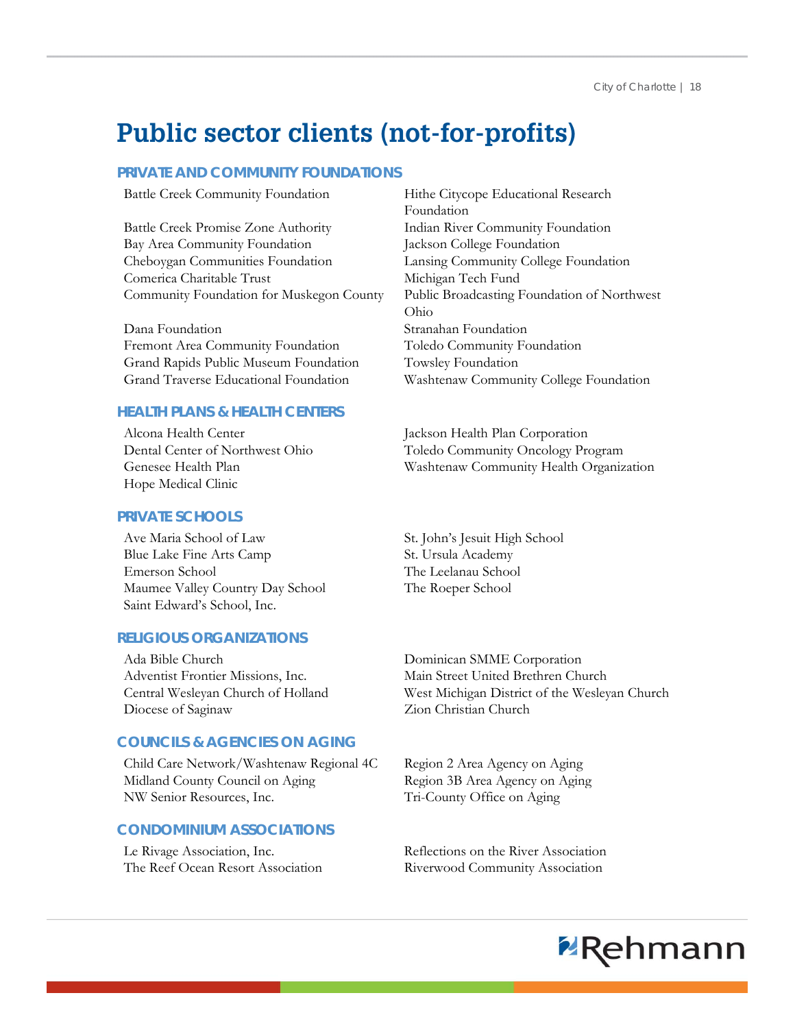# Public sector clients (not-for-profits)

### PRIVATE AND COMMUNITY FOUNDATIONS

Battle Creek Community Foundation
Battle Creek Promise Zone Authority
Bay Area Community Foundation
Cheboygan Communities Foundation
Comerica Charitable Trust
Community Foundation for Muskegon County
Dana Foundation
Fremont Area Community Foundation
Grand Rapids Public Museum Foundation
Grand Traverse Educational Foundation
Hithe Citycope Educational Research Foundation
Indian River Community Foundation
Jackson College Foundation
Lansing Community College Foundation
Michigan Tech Fund
Public Broadcasting Foundation of Northwest Ohio
Stranahan Foundation
Toledo Community Foundation
Towsley Foundation
Washtenaw Community College Foundation

### HEALTH PLANS & HEALTH CENTERS

Alcona Health Center
Dental Center of Northwest Ohio
Genesee Health Plan
Hope Medical Clinic
Jackson Health Plan Corporation
Toledo Community Oncology Program
Washtenaw Community Health Organization

### PRIVATE SCHOOLS

Ave Maria School of Law
Blue Lake Fine Arts Camp
Emerson School
Maumee Valley Country Day School
Saint Edward's School, Inc.
St. John's Jesuit High School
St. Ursula Academy
The Leelanau School
The Roeper School

### RELIGIOUS ORGANIZATIONS

Ada Bible Church
Adventist Frontier Missions, Inc.
Central Wesleyan Church of Holland
Diocese of Saginaw
Dominican SMME Corporation
Main Street United Brethren Church
West Michigan District of the Wesleyan Church
Zion Christian Church

### COUNCILS & AGENCIES ON AGING

Child Care Network/Washtenaw Regional 4C
Midland County Council on Aging
NW Senior Resources, Inc.
Region 2 Area Agency on Aging
Region 3B Area Agency on Aging
Tri-County Office on Aging

### CONDOMINIUM ASSOCIATIONS

Le Rivage Association, Inc.
The Reef Ocean Resort Association
Reflections on the River Association
Riverwood Community Association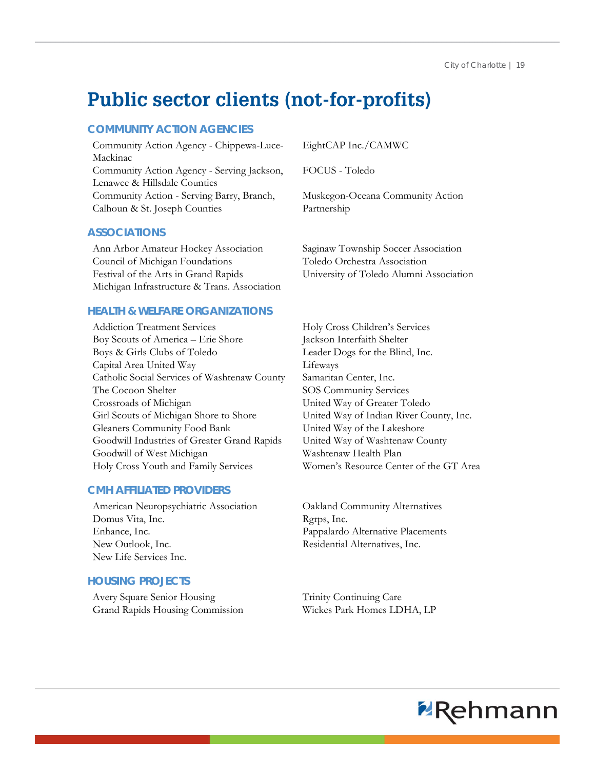# Public sector clients (not-for-profits)

### COMMUNITY ACTION AGENCIES

Community Action Agency - Chippewa-Luce-Mackinac
Community Action Agency - Serving Jackson, Lenawee & Hillsdale Counties
Community Action - Serving Barry, Branch, Calhoun & St. Joseph Counties
EightCAP Inc./CAMWC
FOCUS - Toledo
Muskegon-Oceana Community Action Partnership

### ASSOCIATIONS

Ann Arbor Amateur Hockey Association
Council of Michigan Foundations
Festival of the Arts in Grand Rapids
Michigan Infrastructure & Trans. Association
Saginaw Township Soccer Association
Toledo Orchestra Association
University of Toledo Alumni Association

### HEALTH & WELFARE ORGANIZATIONS

Addiction Treatment Services
Boy Scouts of America – Erie Shore
Boys & Girls Clubs of Toledo
Capital Area United Way
Catholic Social Services of Washtenaw County
The Cocoon Shelter
Crossroads of Michigan
Girl Scouts of Michigan Shore to Shore
Gleaners Community Food Bank
Goodwill Industries of Greater Grand Rapids
Goodwill of West Michigan
Holy Cross Youth and Family Services
Holy Cross Children's Services
Jackson Interfaith Shelter
Leader Dogs for the Blind, Inc.
Lifeways
Samaritan Center, Inc.
SOS Community Services
United Way of Greater Toledo
United Way of Indian River County, Inc.
United Way of the Lakeshore
United Way of Washtenaw County
Washtenaw Health Plan
Women's Resource Center of the GT Area

### CMH AFFILIATED PROVIDERS

American Neuropsychiatric Association
Domus Vita, Inc.
Enhance, Inc.
New Outlook, Inc.
New Life Services Inc.
Oakland Community Alternatives
Rgrps, Inc.
Pappalardo Alternative Placements
Residential Alternatives, Inc.

### HOUSING PROJECTS

Avery Square Senior Housing
Grand Rapids Housing Commission
Trinity Continuing Care
Wickes Park Homes LDHA, LP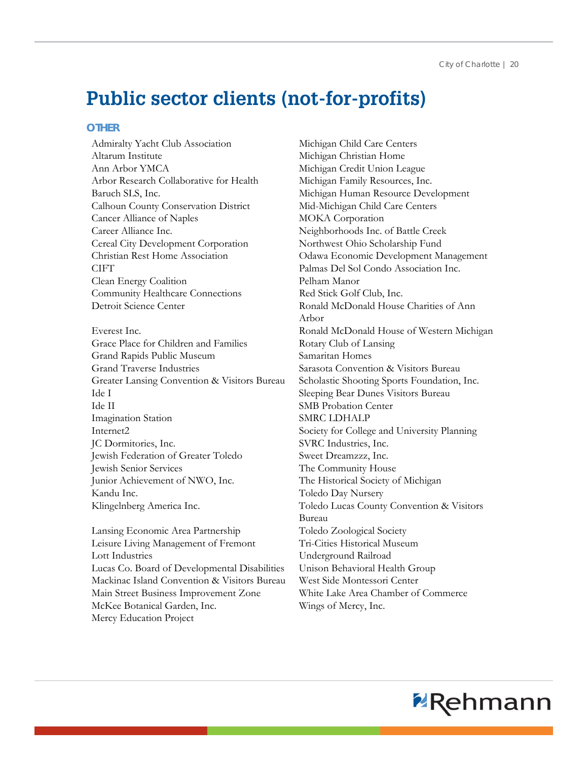# Public sector clients (not-for-profits)

### OTHER

Admiralty Yacht Club Association
Altarum Institute
Ann Arbor YMCA
Arbor Research Collaborative for Health
Baruch SLS, Inc.
Calhoun County Conservation District
Cancer Alliance of Naples
Career Alliance Inc.
Cereal City Development Corporation
Christian Rest Home Association
CIFT
Clean Energy Coalition
Community Healthcare Connections
Detroit Science Center

Everest Inc.
Grace Place for Children and Families
Grand Rapids Public Museum
Grand Traverse Industries
Greater Lansing Convention & Visitors Bureau
Ide I
Ide II
Imagination Station
Internet2
JC Dormitories, Inc.
Jewish Federation of Greater Toledo
Jewish Senior Services
Junior Achievement of NWO, Inc.
Kandu Inc.
Klingelnberg America Inc.

Lansing Economic Area Partnership
Leisure Living Management of Fremont
Lott Industries
Lucas Co. Board of Developmental Disabilities
Mackinac Island Convention & Visitors Bureau
Main Street Business Improvement Zone
McKee Botanical Garden, Inc.
Mercy Education Project

Michigan Child Care Centers
Michigan Christian Home
Michigan Credit Union League
Michigan Family Resources, Inc.
Michigan Human Resource Development
Mid-Michigan Child Care Centers
MOKA Corporation
Neighborhoods Inc. of Battle Creek
Northwest Ohio Scholarship Fund
Odawa Economic Development Management
Palmas Del Sol Condo Association Inc.
Pelham Manor
Red Stick Golf Club, Inc.
Ronald McDonald House Charities of Ann Arbor
Ronald McDonald House of Western Michigan
Rotary Club of Lansing
Samaritan Homes
Sarasota Convention & Visitors Bureau
Scholastic Shooting Sports Foundation, Inc.
Sleeping Bear Dunes Visitors Bureau
SMB Probation Center
SMRC LDHALP
Society for College and University Planning
SVRC Industries, Inc.
Sweet Dreamzzz, Inc.
The Community House
The Historical Society of Michigan
Toledo Day Nursery
Toledo Lucas County Convention & Visitors Bureau
Toledo Zoological Society
Tri-Cities Historical Museum
Underground Railroad
Unison Behavioral Health Group
West Side Montessori Center
White Lake Area Chamber of Commerce
Wings of Mercy, Inc.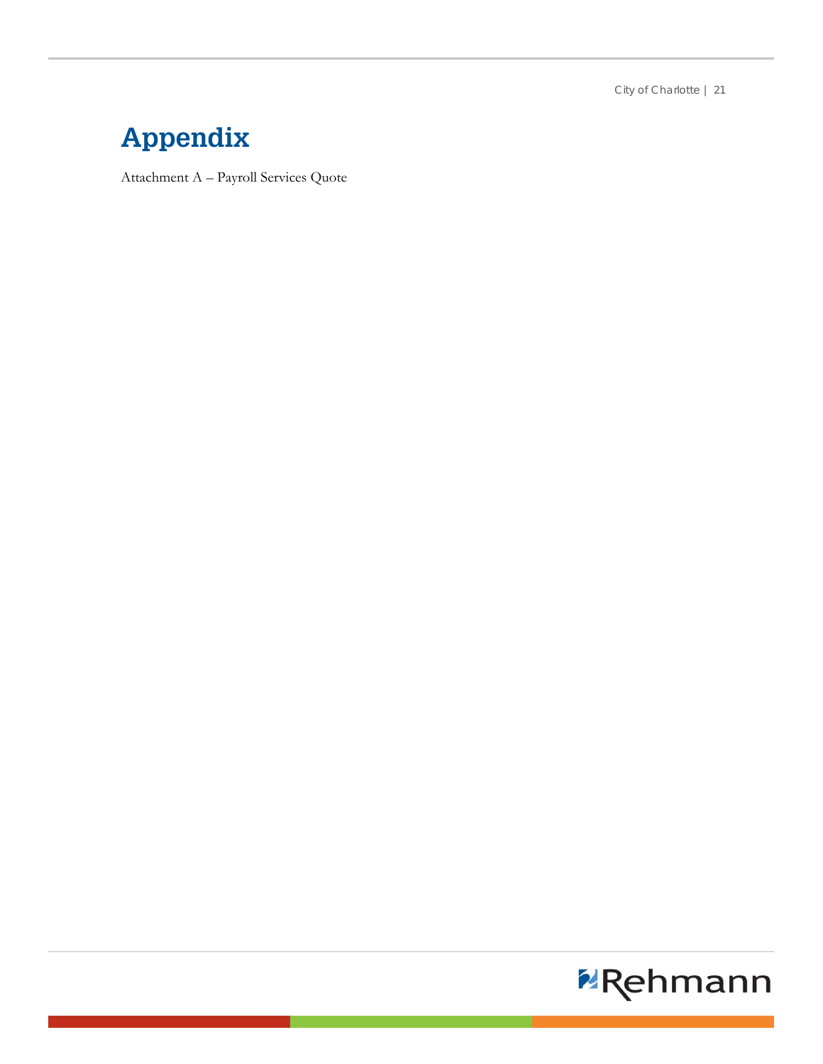# Appendix

Attachment A – Payroll Services Quote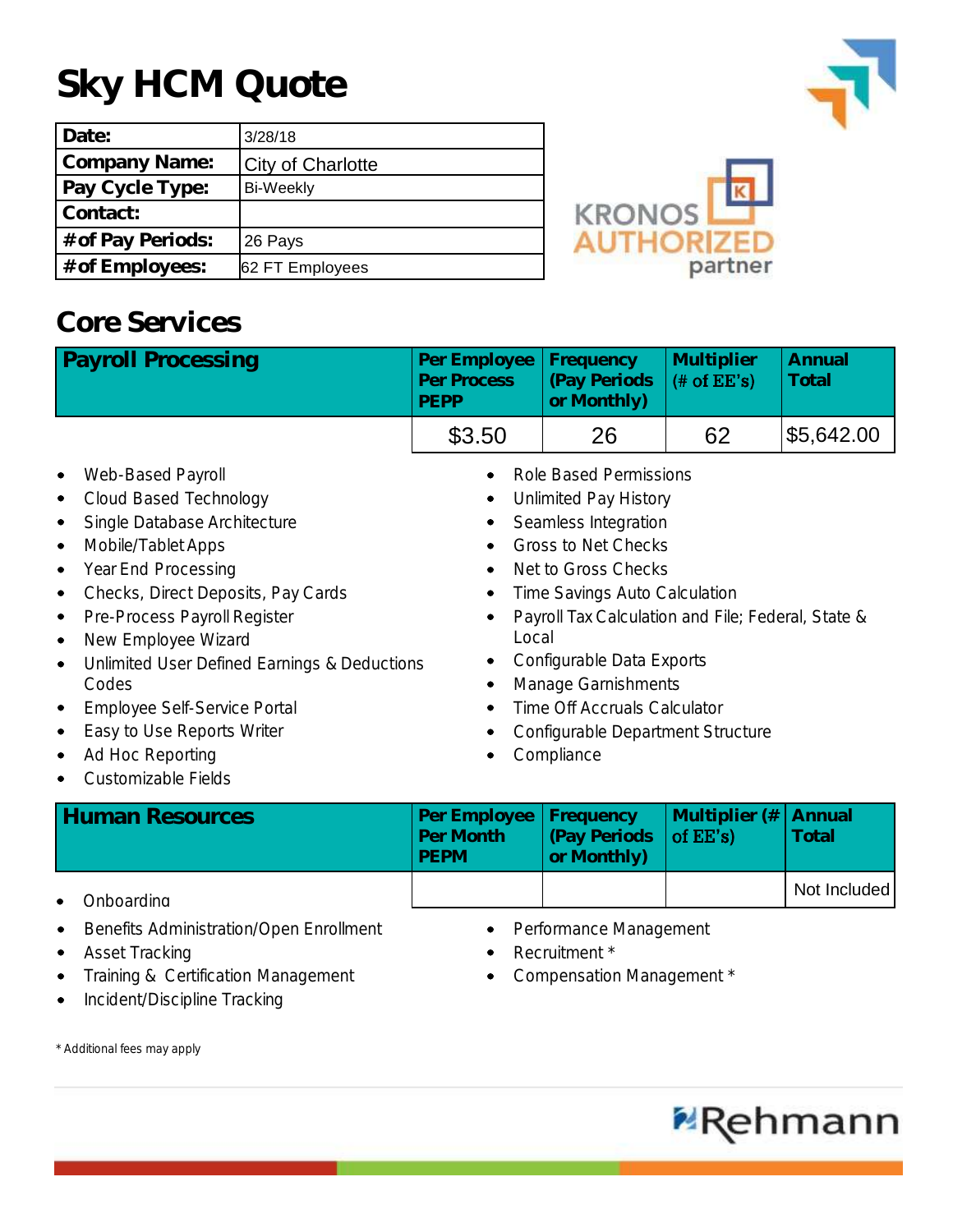# Sky HCM Quote

| | |
|---|---|
| **Date:** | 3/28/18 |
| **Company Name:** | City of Charlotte |
| **Pay Cycle Type:** | Bi-Weekly |
| **Contact:** | |
| **# of Pay Periods:** | 26 Pays |
| **# of Employees:** | 62 FT Employees |

KRONOS AUTHORIZED partner

## Core Services

| **Payroll Processing** | **Per Employee Per Process PEPP** | **Frequency (Pay Periods or Monthly)** | **Multiplier (# of EE's)** | **Annual Total** |
|---|---|---|---|---|
| | $3.50 | 26 | 62 | $5,642.00 |

- Web-Based Payroll
- Cloud Based Technology
- Single Database Architecture
- Mobile/Tablet Apps
- Year End Processing
- Checks, Direct Deposits, Pay Cards
- Pre-Process Payroll Register
- New Employee Wizard
- Unlimited User Defined Earnings & Deductions Codes
- Employee Self-Service Portal
- Easy to Use Reports Writer
- Ad Hoc Reporting
- Customizable Fields
- Role Based Permissions
- Unlimited Pay History
- Seamless Integration
- Gross to Net Checks
- Net to Gross Checks
- Time Savings Auto Calculation
- Payroll Tax Calculation and File; Federal, State & Local
- Configurable Data Exports
- Manage Garnishments
- Time Off Accruals Calculator
- Configurable Department Structure
- Compliance

| **Human Resources** | **Per Employee Per Month PEPM** | **Frequency (Pay Periods or Monthly)** | **Multiplier (# of EE's)** | **Annual Total** |
|---|---|---|---|---|
| | | | | Not Included |

- Onboarding
- Benefits Administration/Open Enrollment
- Asset Tracking
- Training & Certification Management
- Incident/Discipline Tracking
- Performance Management
- Recruitment *
- Compensation Management *

\* Additional fees may apply

Rehmann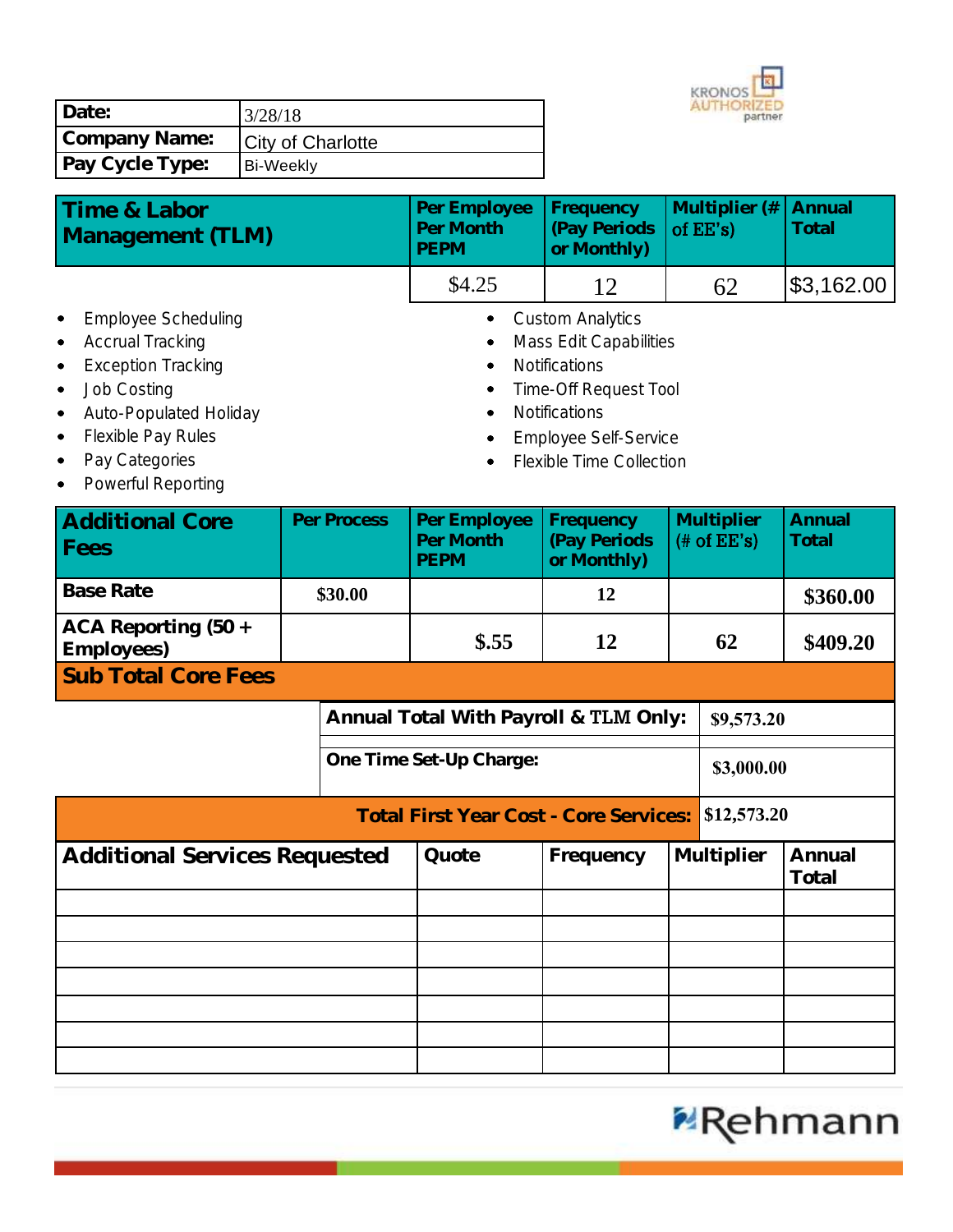| | |
|---|---|
| **Date:** | 3/28/18 |
| **Company Name:** | City of Charlotte |
| **Pay Cycle Type:** | Bi-Weekly |

| **Time & Labor Management (TLM)** | **Per Employee Per Month PEPM** | **Frequency (Pay Periods or Monthly)** | **Multiplier (# of EE's)** | **Annual Total** |
|---|---|---|---|---|
| | $4.25 | 12 | 62 | $3,162.00 |

- Employee Scheduling
- Accrual Tracking
- Exception Tracking
- Job Costing
- Auto-Populated Holiday
- Flexible Pay Rules
- Pay Categories
- Powerful Reporting
- Custom Analytics
- Mass Edit Capabilities
- Notifications
- Time-Off Request Tool
- Notifications
- Employee Self-Service
- Flexible Time Collection

| **Additional Core Fees** | **Per Process** | **Per Employee Per Month PEPM** | **Frequency (Pay Periods or Monthly)** | **Multiplier (# of EE's)** | **Annual Total** |
|---|---|---|---|---|---|
| **Base Rate** | **$30.00** | | **12** | | **$360.00** |
| **ACA Reporting (50 + Employees)** | | **$.55** | **12** | **62** | **$409.20** |
| **Sub Total Core Fees** | | | | | |

| | |
|---|---|
| **Annual Total With Payroll & TLM Only:** | **$9,573.20** |
| **One Time Set-Up Charge:** | **$3,000.00** |
| **Total First Year Cost - Core Services:** | **$12,573.20** |

| **Additional Services Requested** | **Quote** | **Frequency** | **Multiplier** | **Annual Total** |
|---|---|---|---|---|
| | | | | |
| | | | | |
| | | | | |
| | | | | |
| | | | | |
| | | | | |
| | | | | |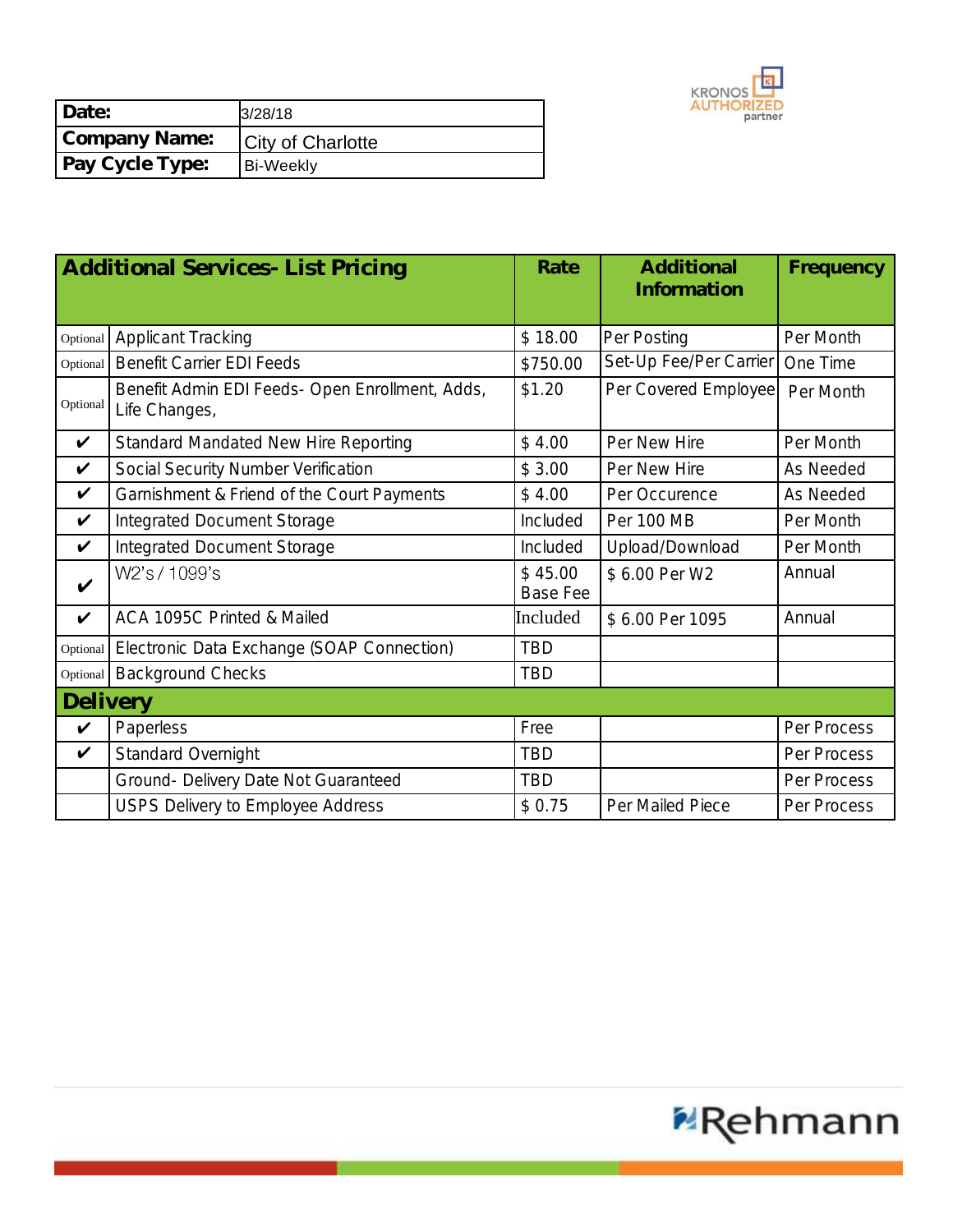| | |
|---|---|
| **Date:** | 3/28/18 |
| **Company Name:** | City of Charlotte |
| **Pay Cycle Type:** | Bi-Weekly |

| | **Additional Services- List Pricing** | **Rate** | **Additional Information** | **Frequency** |
|---|---|---|---|---|
| Optional | Applicant Tracking | $ 18.00 | Per Posting | Per Month |
| Optional | Benefit Carrier EDI Feeds | $750.00 | Set-Up Fee/Per Carrier | One Time |
| Optional | Benefit Admin EDI Feeds- Open Enrollment, Adds, Life Changes, | $1.20 | Per Covered Employee | Per Month |
| ✔ | Standard Mandated New Hire Reporting | $ 4.00 | Per New Hire | Per Month |
| ✔ | Social Security Number Verification | $ 3.00 | Per New Hire | As Needed |
| ✔ | Garnishment & Friend of the Court Payments | $ 4.00 | Per Occurence | As Needed |
| ✔ | Integrated Document Storage | Included | Per 100 MB | Per Month |
| ✔ | Integrated Document Storage | Included | Upload/Download | Per Month |
| ✔ | W2's / 1099's | $ 45.00 Base Fee | $ 6.00 Per W2 | Annual |
| ✔ | ACA 1095C Printed & Mailed | Included | $ 6.00 Per 1095 | Annual |
| Optional | Electronic Data Exchange (SOAP Connection) | TBD | | |
| Optional | Background Checks | TBD | | |
| | **Delivery** | | | |
| ✔ | Paperless | Free | | Per Process |
| ✔ | Standard Overnight | TBD | | Per Process |
| | Ground- Delivery Date Not Guaranteed | TBD | | Per Process |
| | USPS Delivery to Employee Address | $ 0.75 | Per Mailed Piece | Per Process |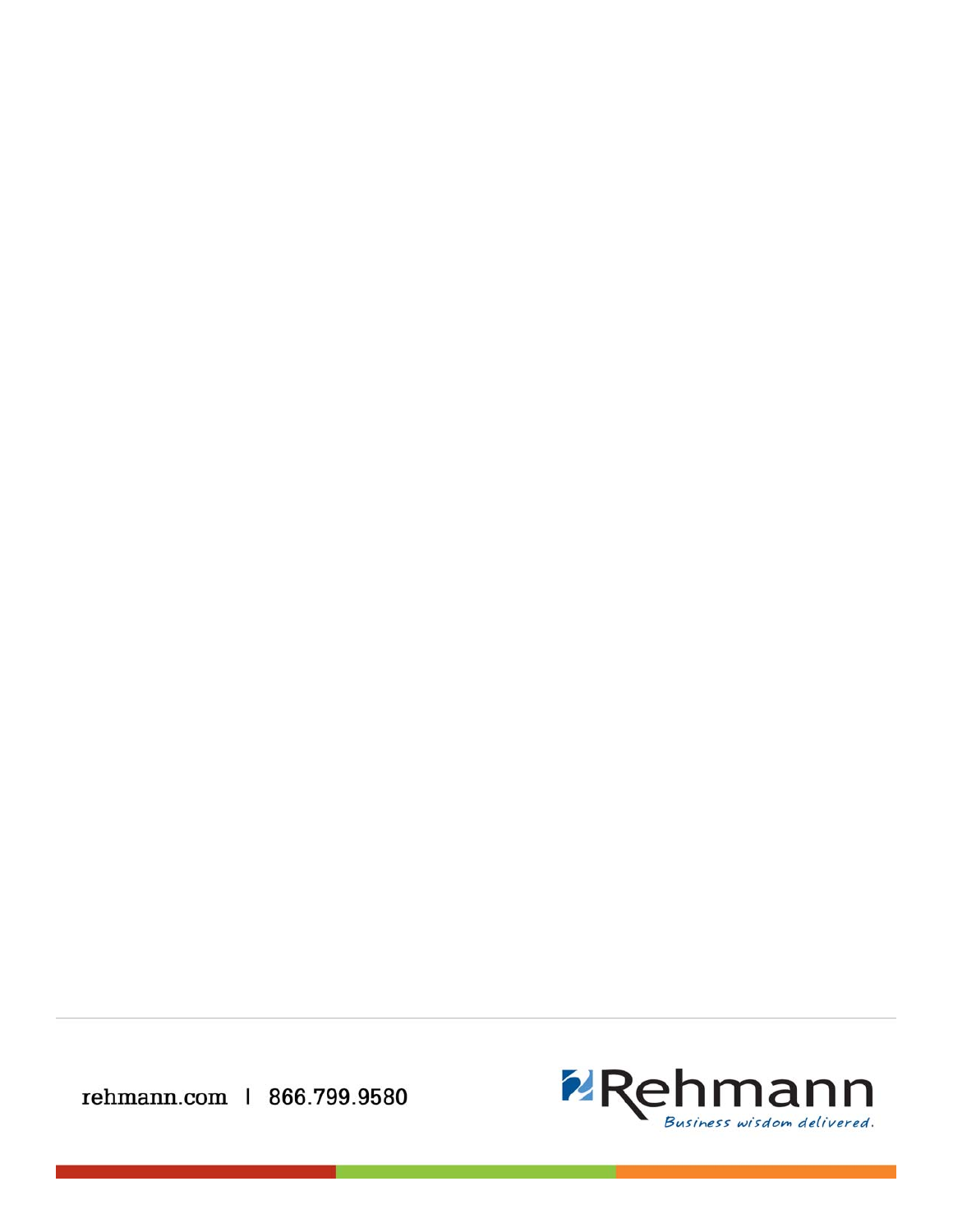rehmann.com | 866.799.9580

Rehmann

*Business wisdom delivered.*